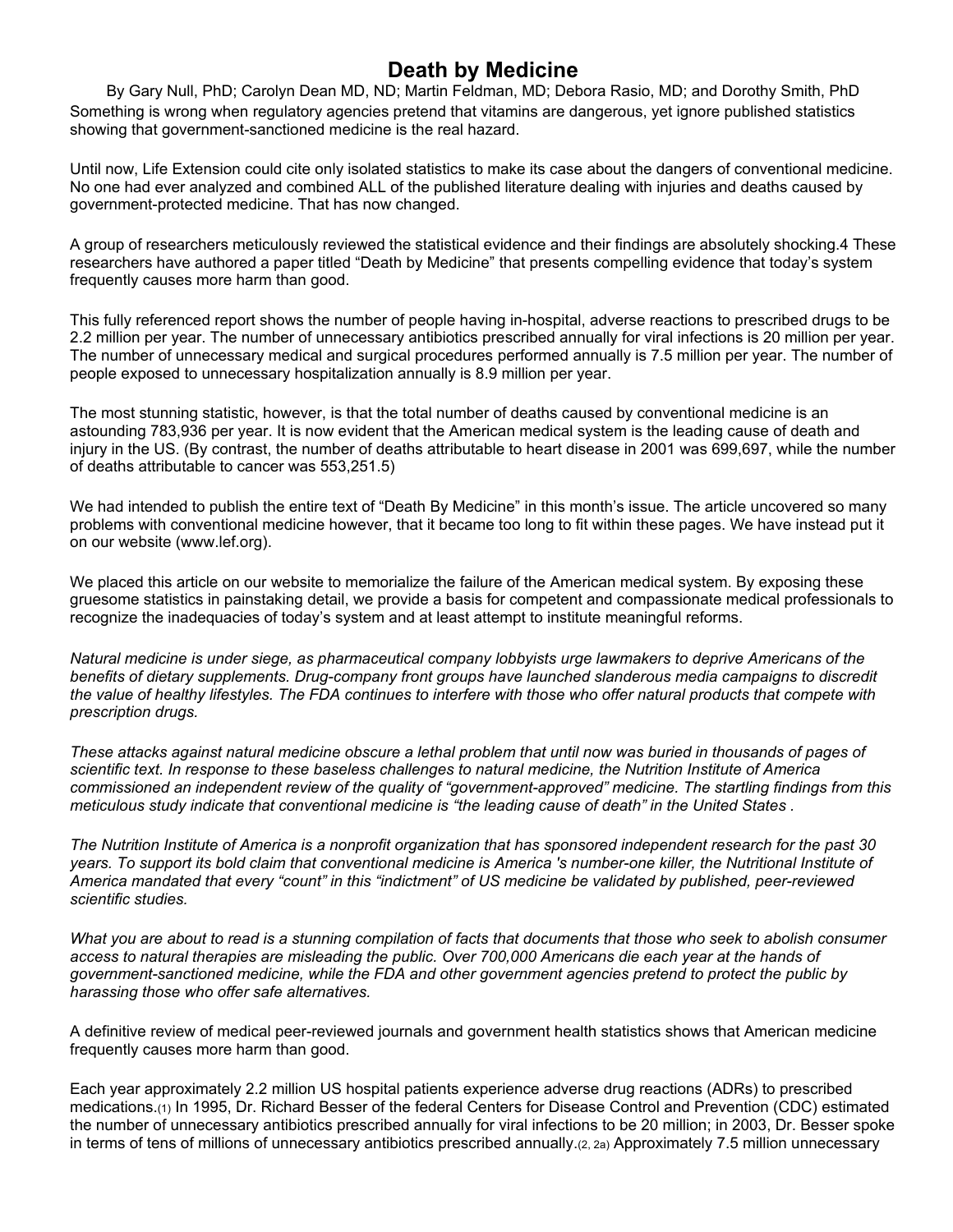# Death by Medicine

By Gary Null, PhD; Carolyn Dean MD, ND; Martin Feldman, MD; Debora Rasio, MD; and Dorothy Smith, PhD

Something is wrong when regulatory agencies pretend that vitamins are dangerous, yet ignore published statistics showing that government-sanctioned medicine is the real hazard.

Until now, Life Extension could cite only isolated statistics to make its case about the dangers of conventional medicine. No one had ever analyzed and combined ALL of the published literature dealing with injuries and deaths caused by government-protected medicine. That has now changed.

A group of researchers meticulously reviewed the statistical evidence and their findings are absolutely shocking.4 These researchers have authored a paper titled "Death by Medicine" that presents compelling evidence that today's system frequently causes more harm than good.

This fully referenced report shows the number of people having in-hospital, adverse reactions to prescribed drugs to be 2.2 million per year. The number of unnecessary antibiotics prescribed annually for viral infections is 20 million per year. The number of unnecessary medical and surgical procedures performed annually is 7.5 million per year. The number of people exposed to unnecessary hospitalization annually is 8.9 million per year.

The most stunning statistic, however, is that the total number of deaths caused by conventional medicine is an astounding 783,936 per year. It is now evident that the American medical system is the leading cause of death and injury in the US. (By contrast, the number of deaths attributable to heart disease in 2001 was 699,697, while the number of deaths attributable to cancer was 553,251.5)

We had intended to publish the entire text of "Death By Medicine" in this month's issue. The article uncovered so many problems with conventional medicine however, that it became too long to fit within these pages. We have instead put it on our website (www.lef.org).

We placed this article on our website to memorialize the failure of the American medical system. By exposing these gruesome statistics in painstaking detail, we provide a basis for competent and compassionate medical professionals to recognize the inadequacies of today's system and at least attempt to institute meaningful reforms.

*Natural medicine is under siege, as pharmaceutical company lobbyists urge lawmakers to deprive Americans of the benefits of dietary supplements. Drug-company front groups have launched slanderous media campaigns to discredit the value of healthy lifestyles. The FDA continues to interfere with those who offer natural products that compete with prescription drugs.*

*These attacks against natural medicine obscure a lethal problem that until now was buried in thousands of pages of scientific text. In response to these baseless challenges to natural medicine, the Nutrition Institute of America commissioned an independent review of the quality of "government-approved" medicine. The startling findings from this meticulous study indicate that conventional medicine is "the leading cause of death" in the United States .*

*The Nutrition Institute of America is a nonprofit organization that has sponsored independent research for the past 30 years. To support its bold claim that conventional medicine is America 's number-one killer, the Nutritional Institute of America mandated that every "count" in this "indictment" of US medicine be validated by published, peer-reviewed scientific studies.*

*What you are about to read is a stunning compilation of facts that documents that those who seek to abolish consumer access to natural therapies are misleading the public. Over 700,000 Americans die each year at the hands of government-sanctioned medicine, while the FDA and other government agencies pretend to protect the public by harassing those who offer safe alternatives.*

A definitive review of medical peer-reviewed journals and government health statistics shows that American medicine frequently causes more harm than good.

Each year approximately 2.2 million US hospital patients experience adverse drug reactions (ADRs) to prescribed medications.(1) In 1995, Dr. Richard Besser of the federal Centers for Disease Control and Prevention (CDC) estimated the number of unnecessary antibiotics prescribed annually for viral infections to be 20 million; in 2003, Dr. Besser spoke in terms of tens of millions of unnecessary antibiotics prescribed annually.(2, 2a) Approximately 7.5 million unnecessary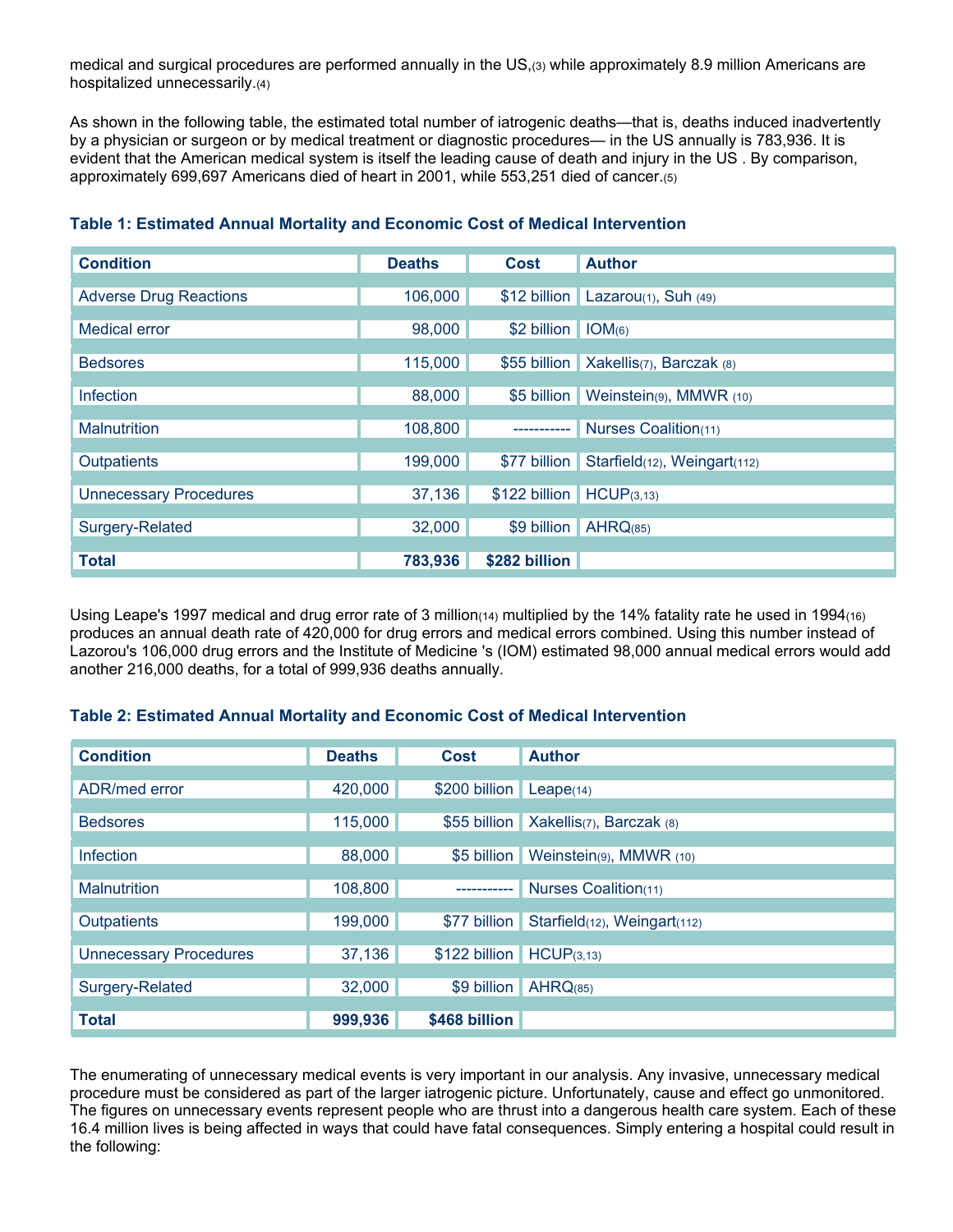medical and surgical procedures are performed annually in the US,[3] while approximately 8.9 million Americans are hospitalized unnecessarily.[4]

As shown in the following table, the estimated total number of iatrogenic deaths—that is, deaths induced inadvertently by a physician or surgeon or by medical treatment or diagnostic procedures— in the US annually is 783,936. It is evident that the American medical system is itself the leading cause of death and injury in the US . By comparison, approximately 699,697 Americans died of heart in 2001, while 553,251 died of cancer.[5]

### Table 1: Estimated Annual Mortality and Economic Cost of Medical Intervention

| Condition | Deaths | Cost | Author |
|---|---|---|---|
| Adverse Drug Reactions | 106,000 | $12 billion | Lazarou[1], Suh [49] |
| Medical error | 98,000 | $2 billion | IOM[6] |
| Bedsores | 115,000 | $55 billion | Xakellis[7], Barczak [8] |
| Infection | 88,000 | $5 billion | Weinstein[9], MMWR [10] |
| Malnutrition | 108,800 | ----------- | Nurses Coalition[11] |
| Outpatients | 199,000 | $77 billion | Starfield[12], Weingart[112] |
| Unnecessary Procedures | 37,136 | $122 billion | HCUP[3,13] |
| Surgery-Related | 32,000 | $9 billion | AHRQ[85] |
| **Total** | **783,936** | **$282 billion** | |

Using Leape's 1997 medical and drug error rate of 3 million[14] multiplied by the 14% fatality rate he used in 1994[16] produces an annual death rate of 420,000 for drug errors and medical errors combined. Using this number instead of Lazorou's 106,000 drug errors and the Institute of Medicine 's (IOM) estimated 98,000 annual medical errors would add another 216,000 deaths, for a total of 999,936 deaths annually.

### Table 2: Estimated Annual Mortality and Economic Cost of Medical Intervention

| Condition | Deaths | Cost | Author |
|---|---|---|---|
| ADR/med error | 420,000 | $200 billion | Leape[14] |
| Bedsores | 115,000 | $55 billion | Xakellis[7], Barczak [8] |
| Infection | 88,000 | $5 billion | Weinstein[9], MMWR [10] |
| Malnutrition | 108,800 | ----------- | Nurses Coalition[11] |
| Outpatients | 199,000 | $77 billion | Starfield[12], Weingart[112] |
| Unnecessary Procedures | 37,136 | $122 billion | HCUP[3,13] |
| Surgery-Related | 32,000 | $9 billion | AHRQ[85] |
| **Total** | **999,936** | **$468 billion** | |

The enumerating of unnecessary medical events is very important in our analysis. Any invasive, unnecessary medical procedure must be considered as part of the larger iatrogenic picture. Unfortunately, cause and effect go unmonitored. The figures on unnecessary events represent people who are thrust into a dangerous health care system. Each of these 16.4 million lives is being affected in ways that could have fatal consequences. Simply entering a hospital could result in the following: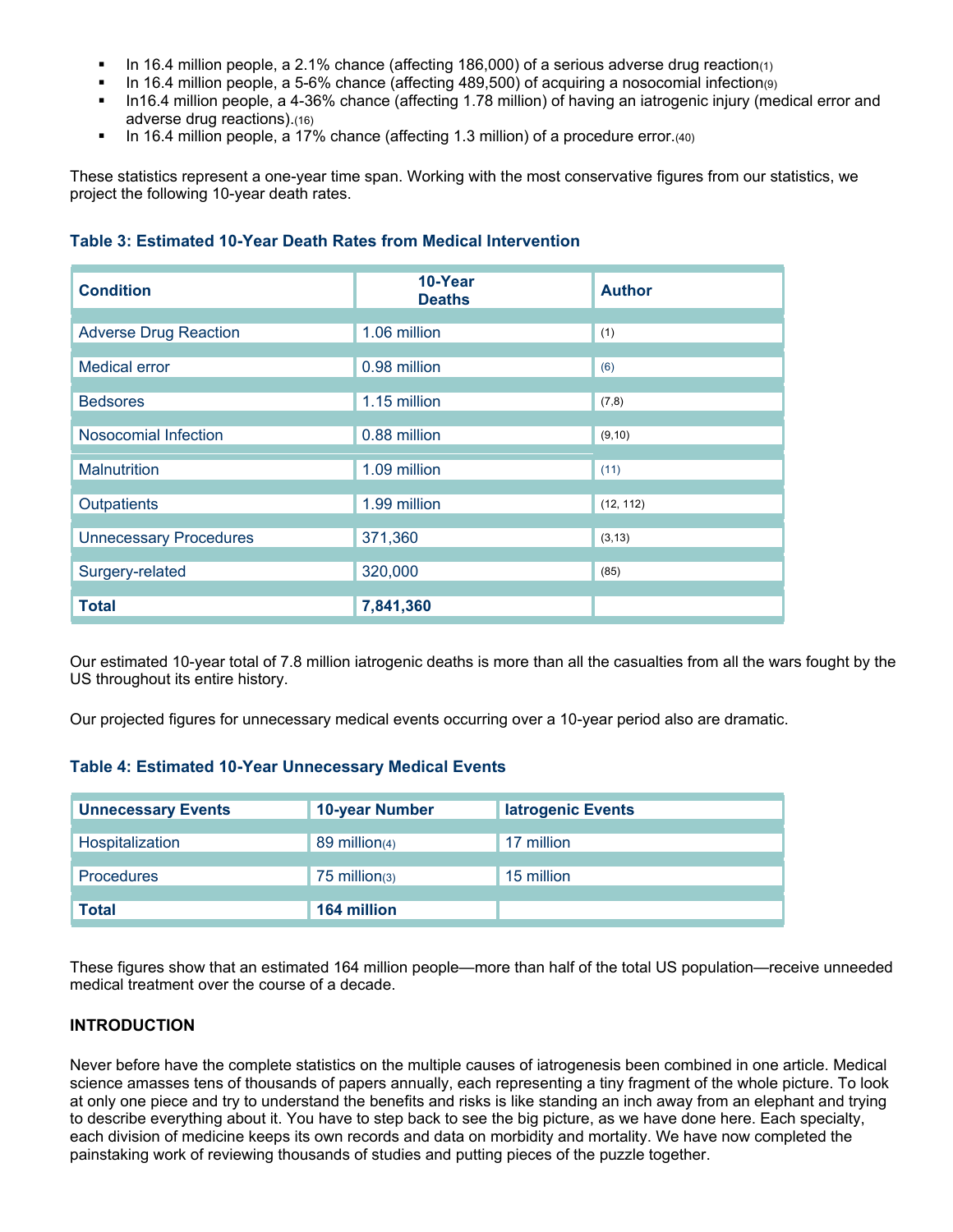- In 16.4 million people, a 2.1% chance (affecting 186,000) of a serious adverse drug reaction[1]
- In 16.4 million people, a 5-6% chance (affecting 489,500) of acquiring a nosocomial infection[9]
- In16.4 million people, a 4-36% chance (affecting 1.78 million) of having an iatrogenic injury (medical error and adverse drug reactions).[16]
- In 16.4 million people, a 17% chance (affecting 1.3 million) of a procedure error.[40]

These statistics represent a one-year time span. Working with the most conservative figures from our statistics, we project the following 10-year death rates.

### Table 3: Estimated 10-Year Death Rates from Medical Intervention

| Condition | 10-Year Deaths | Author |
|---|---|---|
| Adverse Drug Reaction | 1.06 million | (1) |
| Medical error | 0.98 million | (6) |
| Bedsores | 1.15 million | (7,8) |
| Nosocomial Infection | 0.88 million | (9,10) |
| Malnutrition | 1.09 million | (11) |
| Outpatients | 1.99 million | (12, 112) |
| Unnecessary Procedures | 371,360 | (3,13) |
| Surgery-related | 320,000 | (85) |
| **Total** | **7,841,360** | |

Our estimated 10-year total of 7.8 million iatrogenic deaths is more than all the casualties from all the wars fought by the US throughout its entire history.

Our projected figures for unnecessary medical events occurring over a 10-year period also are dramatic.

### Table 4: Estimated 10-Year Unnecessary Medical Events

| Unnecessary Events | 10-year Number | Iatrogenic Events |
|---|---|---|
| Hospitalization | 89 million[4] | 17 million |
| Procedures | 75 million[3] | 15 million |
| **Total** | **164 million** | |

These figures show that an estimated 164 million people—more than half of the total US population—receive unneeded medical treatment over the course of a decade.

## INTRODUCTION

Never before have the complete statistics on the multiple causes of iatrogenesis been combined in one article. Medical science amasses tens of thousands of papers annually, each representing a tiny fragment of the whole picture. To look at only one piece and try to understand the benefits and risks is like standing an inch away from an elephant and trying to describe everything about it. You have to step back to see the big picture, as we have done here. Each specialty, each division of medicine keeps its own records and data on morbidity and mortality. We have now completed the painstaking work of reviewing thousands of studies and putting pieces of the puzzle together.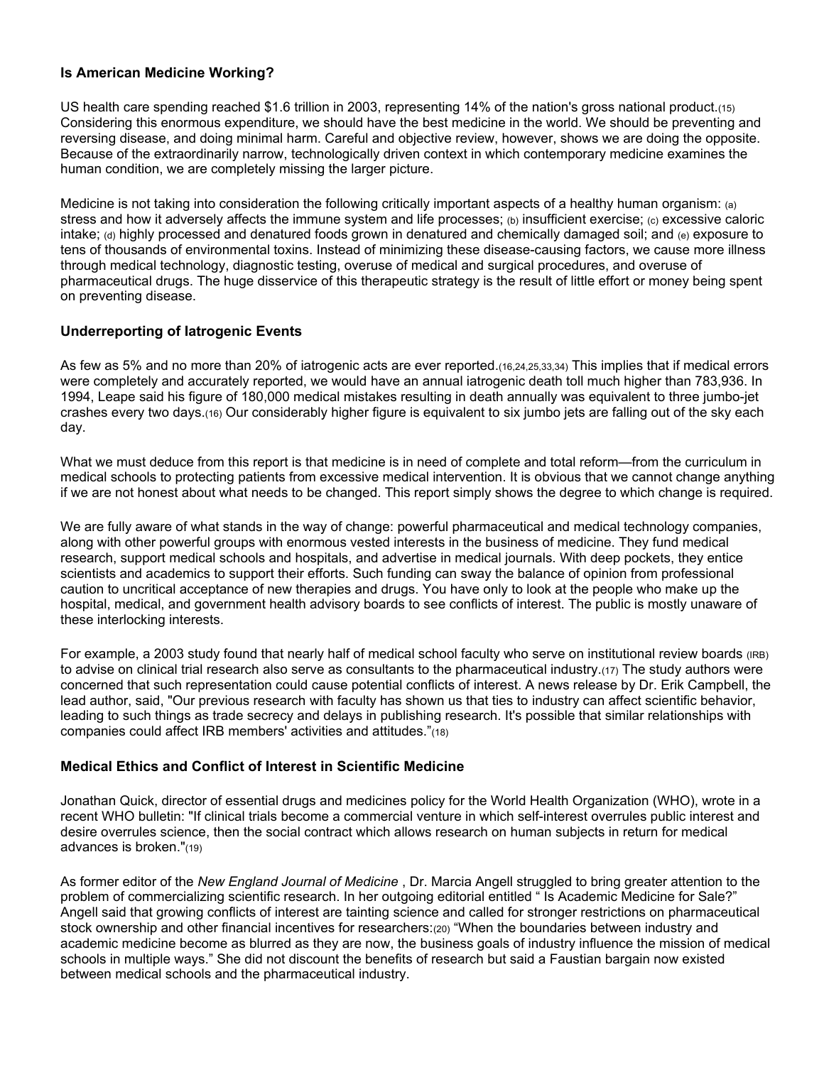### Is American Medicine Working?

US health care spending reached $1.6 trillion in 2003, representing 14% of the nation's gross national product.[15] Considering this enormous expenditure, we should have the best medicine in the world. We should be preventing and reversing disease, and doing minimal harm. Careful and objective review, however, shows we are doing the opposite. Because of the extraordinarily narrow, technologically driven context in which contemporary medicine examines the human condition, we are completely missing the larger picture.

Medicine is not taking into consideration the following critically important aspects of a healthy human organism: (a) stress and how it adversely affects the immune system and life processes; (b) insufficient exercise; (c) excessive caloric intake; (d) highly processed and denatured foods grown in denatured and chemically damaged soil; and (e) exposure to tens of thousands of environmental toxins. Instead of minimizing these disease-causing factors, we cause more illness through medical technology, diagnostic testing, overuse of medical and surgical procedures, and overuse of pharmaceutical drugs. The huge disservice of this therapeutic strategy is the result of little effort or money being spent on preventing disease.

### Underreporting of Iatrogenic Events

As few as 5% and no more than 20% of iatrogenic acts are ever reported.[16,24,25,33,34] This implies that if medical errors were completely and accurately reported, we would have an annual iatrogenic death toll much higher than 783,936. In 1994, Leape said his figure of 180,000 medical mistakes resulting in death annually was equivalent to three jumbo-jet crashes every two days.[16] Our considerably higher figure is equivalent to six jumbo jets are falling out of the sky each day.

What we must deduce from this report is that medicine is in need of complete and total reform—from the curriculum in medical schools to protecting patients from excessive medical intervention. It is obvious that we cannot change anything if we are not honest about what needs to be changed. This report simply shows the degree to which change is required.

We are fully aware of what stands in the way of change: powerful pharmaceutical and medical technology companies, along with other powerful groups with enormous vested interests in the business of medicine. They fund medical research, support medical schools and hospitals, and advertise in medical journals. With deep pockets, they entice scientists and academics to support their efforts. Such funding can sway the balance of opinion from professional caution to uncritical acceptance of new therapies and drugs. You have only to look at the people who make up the hospital, medical, and government health advisory boards to see conflicts of interest. The public is mostly unaware of these interlocking interests.

For example, a 2003 study found that nearly half of medical school faculty who serve on institutional review boards (IRB) to advise on clinical trial research also serve as consultants to the pharmaceutical industry.[17] The study authors were concerned that such representation could cause potential conflicts of interest. A news release by Dr. Erik Campbell, the lead author, said, "Our previous research with faculty has shown us that ties to industry can affect scientific behavior, leading to such things as trade secrecy and delays in publishing research. It's possible that similar relationships with companies could affect IRB members' activities and attitudes."[18]

### Medical Ethics and Conflict of Interest in Scientific Medicine

Jonathan Quick, director of essential drugs and medicines policy for the World Health Organization (WHO), wrote in a recent WHO bulletin: "If clinical trials become a commercial venture in which self-interest overrules public interest and desire overrules science, then the social contract which allows research on human subjects in return for medical advances is broken."[19]

As former editor of the *New England Journal of Medicine* , Dr. Marcia Angell struggled to bring greater attention to the problem of commercializing scientific research. In her outgoing editorial entitled " Is Academic Medicine for Sale?" Angell said that growing conflicts of interest are tainting science and called for stronger restrictions on pharmaceutical stock ownership and other financial incentives for researchers:[20] "When the boundaries between industry and academic medicine become as blurred as they are now, the business goals of industry influence the mission of medical schools in multiple ways." She did not discount the benefits of research but said a Faustian bargain now existed between medical schools and the pharmaceutical industry.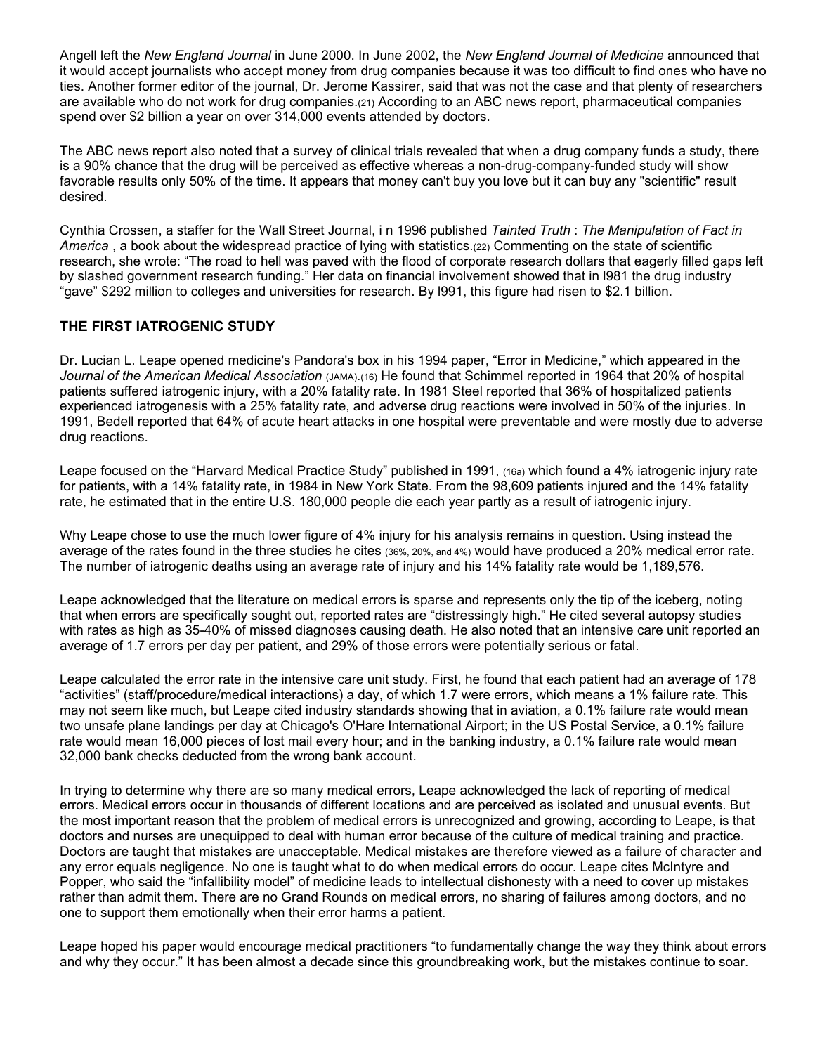Angell left the *New England Journal* in June 2000. In June 2002, the *New England Journal of Medicine* announced that it would accept journalists who accept money from drug companies because it was too difficult to find ones who have no ties. Another former editor of the journal, Dr. Jerome Kassirer, said that was not the case and that plenty of researchers are available who do not work for drug companies.(21) According to an ABC news report, pharmaceutical companies spend over $2 billion a year on over 314,000 events attended by doctors.

The ABC news report also noted that a survey of clinical trials revealed that when a drug company funds a study, there is a 90% chance that the drug will be perceived as effective whereas a non-drug-company-funded study will show favorable results only 50% of the time. It appears that money can't buy you love but it can buy any "scientific" result desired.

Cynthia Crossen, a staffer for the Wall Street Journal, i n 1996 published *Tainted Truth* : *The Manipulation of Fact in America* , a book about the widespread practice of lying with statistics.(22) Commenting on the state of scientific research, she wrote: "The road to hell was paved with the flood of corporate research dollars that eagerly filled gaps left by slashed government research funding." Her data on financial involvement showed that in l981 the drug industry "gave" $292 million to colleges and universities for research. By l991, this figure had risen to $2.1 billion.

### THE FIRST IATROGENIC STUDY

Dr. Lucian L. Leape opened medicine's Pandora's box in his 1994 paper, "Error in Medicine," which appeared in the *Journal of the American Medical Association* (JAMA).(16) He found that Schimmel reported in 1964 that 20% of hospital patients suffered iatrogenic injury, with a 20% fatality rate. In 1981 Steel reported that 36% of hospitalized patients experienced iatrogenesis with a 25% fatality rate, and adverse drug reactions were involved in 50% of the injuries. In 1991, Bedell reported that 64% of acute heart attacks in one hospital were preventable and were mostly due to adverse drug reactions.

Leape focused on the "Harvard Medical Practice Study" published in 1991, (16a) which found a 4% iatrogenic injury rate for patients, with a 14% fatality rate, in 1984 in New York State. From the 98,609 patients injured and the 14% fatality rate, he estimated that in the entire U.S. 180,000 people die each year partly as a result of iatrogenic injury.

Why Leape chose to use the much lower figure of 4% injury for his analysis remains in question. Using instead the average of the rates found in the three studies he cites (36%, 20%, and 4%) would have produced a 20% medical error rate. The number of iatrogenic deaths using an average rate of injury and his 14% fatality rate would be 1,189,576.

Leape acknowledged that the literature on medical errors is sparse and represents only the tip of the iceberg, noting that when errors are specifically sought out, reported rates are "distressingly high." He cited several autopsy studies with rates as high as 35-40% of missed diagnoses causing death. He also noted that an intensive care unit reported an average of 1.7 errors per day per patient, and 29% of those errors were potentially serious or fatal.

Leape calculated the error rate in the intensive care unit study. First, he found that each patient had an average of 178 "activities" (staff/procedure/medical interactions) a day, of which 1.7 were errors, which means a 1% failure rate. This may not seem like much, but Leape cited industry standards showing that in aviation, a 0.1% failure rate would mean two unsafe plane landings per day at Chicago's O'Hare International Airport; in the US Postal Service, a 0.1% failure rate would mean 16,000 pieces of lost mail every hour; and in the banking industry, a 0.1% failure rate would mean 32,000 bank checks deducted from the wrong bank account.

In trying to determine why there are so many medical errors, Leape acknowledged the lack of reporting of medical errors. Medical errors occur in thousands of different locations and are perceived as isolated and unusual events. But the most important reason that the problem of medical errors is unrecognized and growing, according to Leape, is that doctors and nurses are unequipped to deal with human error because of the culture of medical training and practice. Doctors are taught that mistakes are unacceptable. Medical mistakes are therefore viewed as a failure of character and any error equals negligence. No one is taught what to do when medical errors do occur. Leape cites McIntyre and Popper, who said the "infallibility model" of medicine leads to intellectual dishonesty with a need to cover up mistakes rather than admit them. There are no Grand Rounds on medical errors, no sharing of failures among doctors, and no one to support them emotionally when their error harms a patient.

Leape hoped his paper would encourage medical practitioners "to fundamentally change the way they think about errors and why they occur." It has been almost a decade since this groundbreaking work, but the mistakes continue to soar.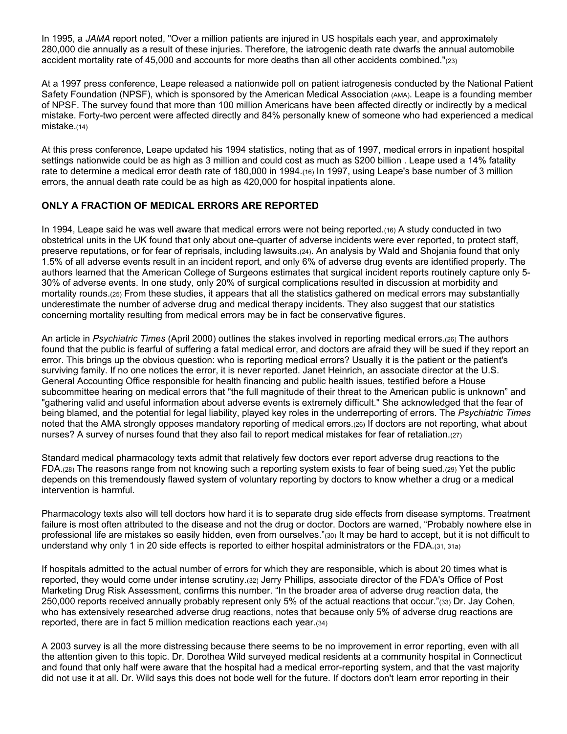In 1995, a *JAMA* report noted, "Over a million patients are injured in US hospitals each year, and approximately 280,000 die annually as a result of these injuries. Therefore, the iatrogenic death rate dwarfs the annual automobile accident mortality rate of 45,000 and accounts for more deaths than all other accidents combined."(23)

At a 1997 press conference, Leape released a nationwide poll on patient iatrogenesis conducted by the National Patient Safety Foundation (NPSF), which is sponsored by the American Medical Association (AMA). Leape is a founding member of NPSF. The survey found that more than 100 million Americans have been affected directly or indirectly by a medical mistake. Forty-two percent were affected directly and 84% personally knew of someone who had experienced a medical mistake.(14)

At this press conference, Leape updated his 1994 statistics, noting that as of 1997, medical errors in inpatient hospital settings nationwide could be as high as 3 million and could cost as much as $200 billion . Leape used a 14% fatality rate to determine a medical error death rate of 180,000 in 1994.(16) In 1997, using Leape's base number of 3 million errors, the annual death rate could be as high as 420,000 for hospital inpatients alone.

## ONLY A FRACTION OF MEDICAL ERRORS ARE REPORTED

In 1994, Leape said he was well aware that medical errors were not being reported.(16) A study conducted in two obstetrical units in the UK found that only about one-quarter of adverse incidents were ever reported, to protect staff, preserve reputations, or for fear of reprisals, including lawsuits.(24). An analysis by Wald and Shojania found that only 1.5% of all adverse events result in an incident report, and only 6% of adverse drug events are identified properly. The authors learned that the American College of Surgeons estimates that surgical incident reports routinely capture only 5-30% of adverse events. In one study, only 20% of surgical complications resulted in discussion at morbidity and mortality rounds.(25) From these studies, it appears that all the statistics gathered on medical errors may substantially underestimate the number of adverse drug and medical therapy incidents. They also suggest that our statistics concerning mortality resulting from medical errors may be in fact be conservative figures.

An article in *Psychiatric Times* (April 2000) outlines the stakes involved in reporting medical errors.(26) The authors found that the public is fearful of suffering a fatal medical error, and doctors are afraid they will be sued if they report an error. This brings up the obvious question: who is reporting medical errors? Usually it is the patient or the patient's surviving family. If no one notices the error, it is never reported. Janet Heinrich, an associate director at the U.S. General Accounting Office responsible for health financing and public health issues, testified before a House subcommittee hearing on medical errors that "the full magnitude of their threat to the American public is unknown" and "gathering valid and useful information about adverse events is extremely difficult." She acknowledged that the fear of being blamed, and the potential for legal liability, played key roles in the underreporting of errors. The *Psychiatric Times* noted that the AMA strongly opposes mandatory reporting of medical errors.(26) If doctors are not reporting, what about nurses? A survey of nurses found that they also fail to report medical mistakes for fear of retaliation.(27)

Standard medical pharmacology texts admit that relatively few doctors ever report adverse drug reactions to the FDA.(28) The reasons range from not knowing such a reporting system exists to fear of being sued.(29) Yet the public depends on this tremendously flawed system of voluntary reporting by doctors to know whether a drug or a medical intervention is harmful.

Pharmacology texts also will tell doctors how hard it is to separate drug side effects from disease symptoms. Treatment failure is most often attributed to the disease and not the drug or doctor. Doctors are warned, "Probably nowhere else in professional life are mistakes so easily hidden, even from ourselves."(30) It may be hard to accept, but it is not difficult to understand why only 1 in 20 side effects is reported to either hospital administrators or the FDA.(31, 31a)

If hospitals admitted to the actual number of errors for which they are responsible, which is about 20 times what is reported, they would come under intense scrutiny.(32) Jerry Phillips, associate director of the FDA's Office of Post Marketing Drug Risk Assessment, confirms this number. "In the broader area of adverse drug reaction data, the 250,000 reports received annually probably represent only 5% of the actual reactions that occur."(33) Dr. Jay Cohen, who has extensively researched adverse drug reactions, notes that because only 5% of adverse drug reactions are reported, there are in fact 5 million medication reactions each year.(34)

A 2003 survey is all the more distressing because there seems to be no improvement in error reporting, even with all the attention given to this topic. Dr. Dorothea Wild surveyed medical residents at a community hospital in Connecticut and found that only half were aware that the hospital had a medical error-reporting system, and that the vast majority did not use it at all. Dr. Wild says this does not bode well for the future. If doctors don't learn error reporting in their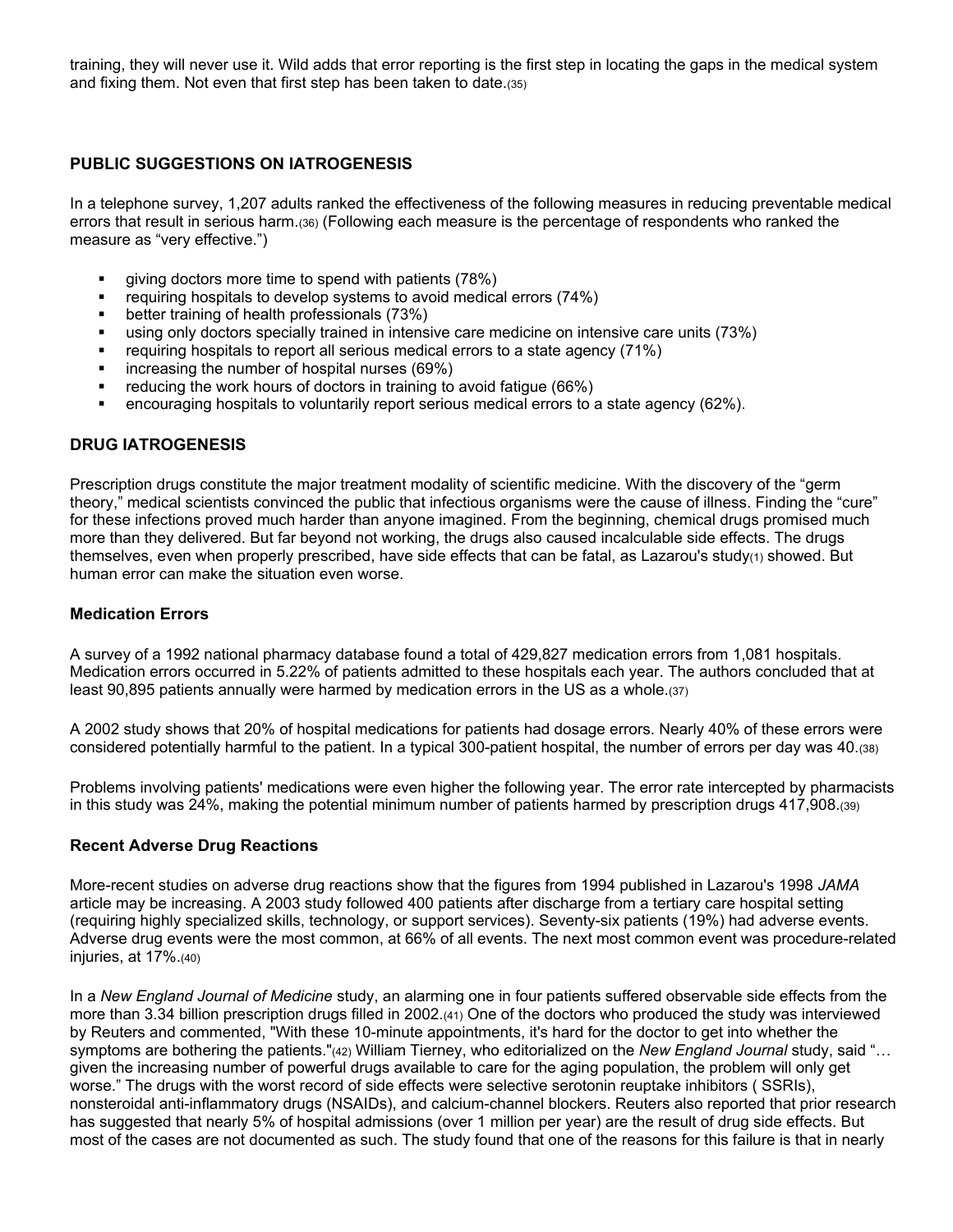training, they will never use it. Wild adds that error reporting is the first step in locating the gaps in the medical system and fixing them. Not even that first step has been taken to date.(35)

## PUBLIC SUGGESTIONS ON IATROGENESIS

In a telephone survey, 1,207 adults ranked the effectiveness of the following measures in reducing preventable medical errors that result in serious harm.(36) (Following each measure is the percentage of respondents who ranked the measure as "very effective.")

- giving doctors more time to spend with patients (78%)
- requiring hospitals to develop systems to avoid medical errors (74%)
- better training of health professionals (73%)
- using only doctors specially trained in intensive care medicine on intensive care units (73%)
- requiring hospitals to report all serious medical errors to a state agency (71%)
- increasing the number of hospital nurses (69%)
- reducing the work hours of doctors in training to avoid fatigue (66%)
- encouraging hospitals to voluntarily report serious medical errors to a state agency (62%).

## DRUG IATROGENESIS

Prescription drugs constitute the major treatment modality of scientific medicine. With the discovery of the "germ theory," medical scientists convinced the public that infectious organisms were the cause of illness. Finding the "cure" for these infections proved much harder than anyone imagined. From the beginning, chemical drugs promised much more than they delivered. But far beyond not working, the drugs also caused incalculable side effects. The drugs themselves, even when properly prescribed, have side effects that can be fatal, as Lazarou's study(1) showed. But human error can make the situation even worse.

### Medication Errors

A survey of a 1992 national pharmacy database found a total of 429,827 medication errors from 1,081 hospitals. Medication errors occurred in 5.22% of patients admitted to these hospitals each year. The authors concluded that at least 90,895 patients annually were harmed by medication errors in the US as a whole.(37)

A 2002 study shows that 20% of hospital medications for patients had dosage errors. Nearly 40% of these errors were considered potentially harmful to the patient. In a typical 300-patient hospital, the number of errors per day was 40.(38)

Problems involving patients' medications were even higher the following year. The error rate intercepted by pharmacists in this study was 24%, making the potential minimum number of patients harmed by prescription drugs 417,908.(39)

### Recent Adverse Drug Reactions

More-recent studies on adverse drug reactions show that the figures from 1994 published in Lazarou's 1998 *JAMA* article may be increasing. A 2003 study followed 400 patients after discharge from a tertiary care hospital setting (requiring highly specialized skills, technology, or support services). Seventy-six patients (19%) had adverse events. Adverse drug events were the most common, at 66% of all events. The next most common event was procedure-related injuries, at 17%.(40)

In a *New England Journal of Medicine* study, an alarming one in four patients suffered observable side effects from the more than 3.34 billion prescription drugs filled in 2002.(41) One of the doctors who produced the study was interviewed by Reuters and commented, "With these 10-minute appointments, it's hard for the doctor to get into whether the symptoms are bothering the patients."(42) William Tierney, who editorialized on the *New England Journal* study, said "… given the increasing number of powerful drugs available to care for the aging population, the problem will only get worse." The drugs with the worst record of side effects were selective serotonin reuptake inhibitors ( SSRIs), nonsteroidal anti-inflammatory drugs (NSAIDs), and calcium-channel blockers. Reuters also reported that prior research has suggested that nearly 5% of hospital admissions (over 1 million per year) are the result of drug side effects. But most of the cases are not documented as such. The study found that one of the reasons for this failure is that in nearly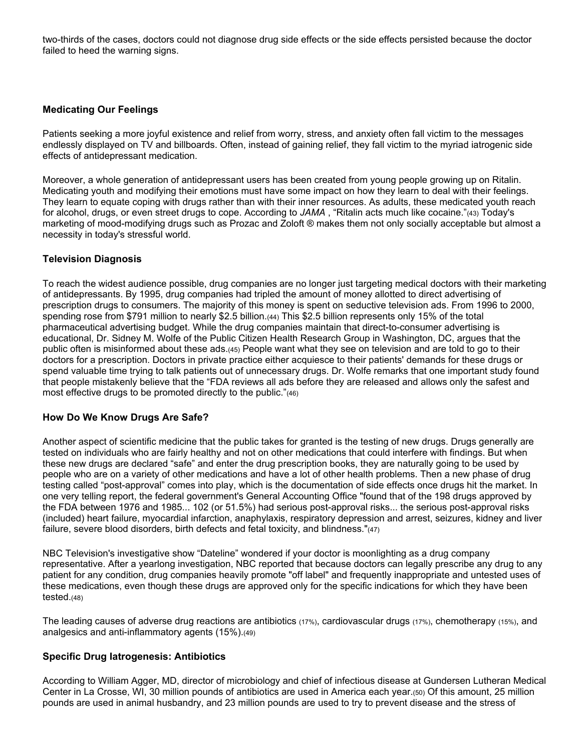two-thirds of the cases, doctors could not diagnose drug side effects or the side effects persisted because the doctor failed to heed the warning signs.

### Medicating Our Feelings

Patients seeking a more joyful existence and relief from worry, stress, and anxiety often fall victim to the messages endlessly displayed on TV and billboards. Often, instead of gaining relief, they fall victim to the myriad iatrogenic side effects of antidepressant medication.

Moreover, a whole generation of antidepressant users has been created from young people growing up on Ritalin. Medicating youth and modifying their emotions must have some impact on how they learn to deal with their feelings. They learn to equate coping with drugs rather than with their inner resources. As adults, these medicated youth reach for alcohol, drugs, or even street drugs to cope. According to *JAMA* , "Ritalin acts much like cocaine."(43) Today's marketing of mood-modifying drugs such as Prozac and Zoloft ® makes them not only socially acceptable but almost a necessity in today's stressful world.

### Television Diagnosis

To reach the widest audience possible, drug companies are no longer just targeting medical doctors with their marketing of antidepressants. By 1995, drug companies had tripled the amount of money allotted to direct advertising of prescription drugs to consumers. The majority of this money is spent on seductive television ads. From 1996 to 2000, spending rose from $791 million to nearly $2.5 billion.(44) This $2.5 billion represents only 15% of the total pharmaceutical advertising budget. While the drug companies maintain that direct-to-consumer advertising is educational, Dr. Sidney M. Wolfe of the Public Citizen Health Research Group in Washington, DC, argues that the public often is misinformed about these ads.(45) People want what they see on television and are told to go to their doctors for a prescription. Doctors in private practice either acquiesce to their patients' demands for these drugs or spend valuable time trying to talk patients out of unnecessary drugs. Dr. Wolfe remarks that one important study found that people mistakenly believe that the "FDA reviews all ads before they are released and allows only the safest and most effective drugs to be promoted directly to the public."(46)

### How Do We Know Drugs Are Safe?

Another aspect of scientific medicine that the public takes for granted is the testing of new drugs. Drugs generally are tested on individuals who are fairly healthy and not on other medications that could interfere with findings. But when these new drugs are declared "safe" and enter the drug prescription books, they are naturally going to be used by people who are on a variety of other medications and have a lot of other health problems. Then a new phase of drug testing called "post-approval" comes into play, which is the documentation of side effects once drugs hit the market. In one very telling report, the federal government's General Accounting Office "found that of the 198 drugs approved by the FDA between 1976 and 1985... 102 (or 51.5%) had serious post-approval risks... the serious post-approval risks (included) heart failure, myocardial infarction, anaphylaxis, respiratory depression and arrest, seizures, kidney and liver failure, severe blood disorders, birth defects and fetal toxicity, and blindness."(47)

NBC Television's investigative show "Dateline" wondered if your doctor is moonlighting as a drug company representative. After a yearlong investigation, NBC reported that because doctors can legally prescribe any drug to any patient for any condition, drug companies heavily promote "off label" and frequently inappropriate and untested uses of these medications, even though these drugs are approved only for the specific indications for which they have been tested.(48)

The leading causes of adverse drug reactions are antibiotics (17%), cardiovascular drugs (17%), chemotherapy (15%), and analgesics and anti-inflammatory agents (15%).(49)

### Specific Drug Iatrogenesis: Antibiotics

According to William Agger, MD, director of microbiology and chief of infectious disease at Gundersen Lutheran Medical Center in La Crosse, WI, 30 million pounds of antibiotics are used in America each year.(50) Of this amount, 25 million pounds are used in animal husbandry, and 23 million pounds are used to try to prevent disease and the stress of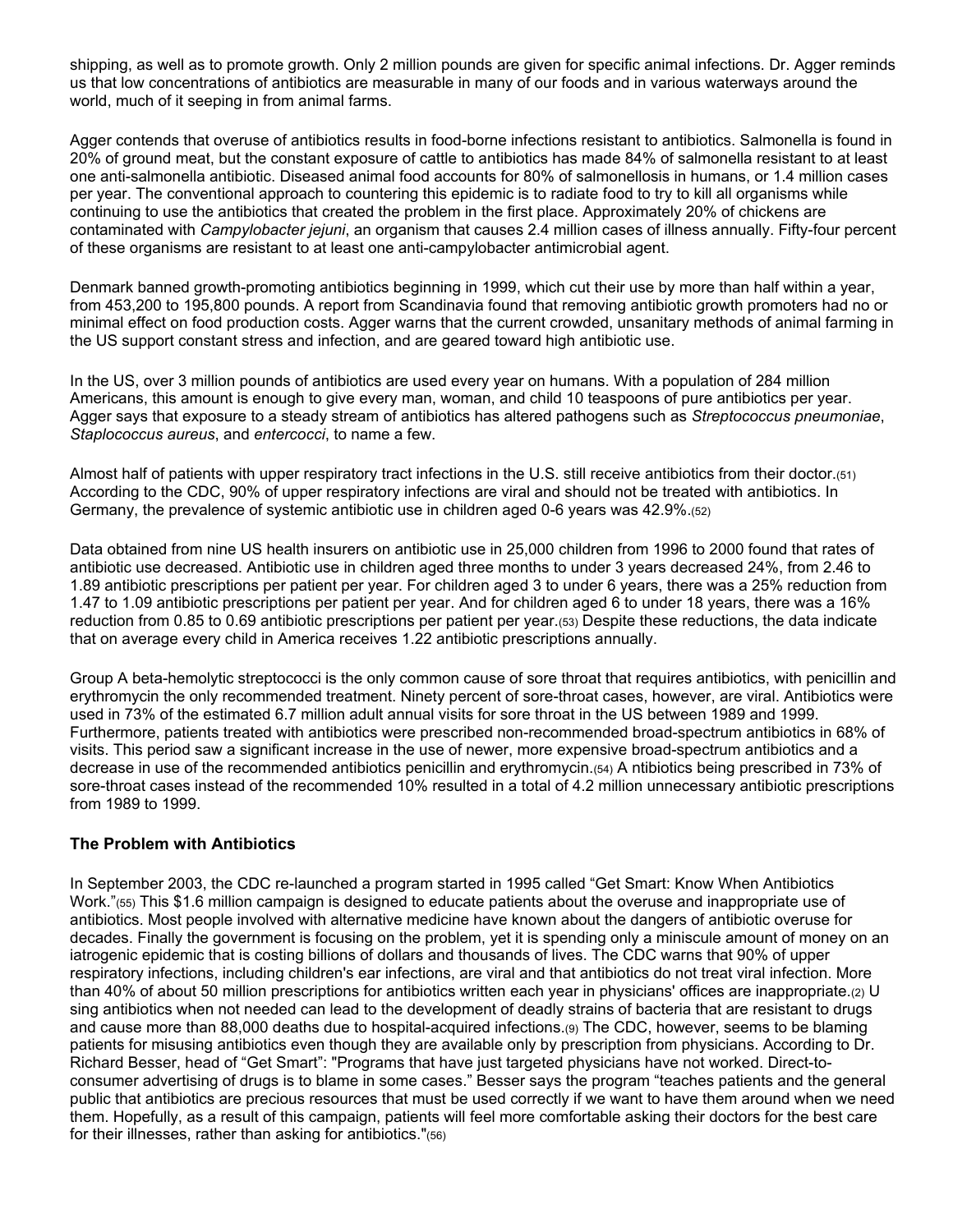shipping, as well as to promote growth. Only 2 million pounds are given for specific animal infections. Dr. Agger reminds us that low concentrations of antibiotics are measurable in many of our foods and in various waterways around the world, much of it seeping in from animal farms.

Agger contends that overuse of antibiotics results in food-borne infections resistant to antibiotics. Salmonella is found in 20% of ground meat, but the constant exposure of cattle to antibiotics has made 84% of salmonella resistant to at least one anti-salmonella antibiotic. Diseased animal food accounts for 80% of salmonellosis in humans, or 1.4 million cases per year. The conventional approach to countering this epidemic is to radiate food to try to kill all organisms while continuing to use the antibiotics that created the problem in the first place. Approximately 20% of chickens are contaminated with *Campylobacter jejuni*, an organism that causes 2.4 million cases of illness annually. Fifty-four percent of these organisms are resistant to at least one anti-campylobacter antimicrobial agent.

Denmark banned growth-promoting antibiotics beginning in 1999, which cut their use by more than half within a year, from 453,200 to 195,800 pounds. A report from Scandinavia found that removing antibiotic growth promoters had no or minimal effect on food production costs. Agger warns that the current crowded, unsanitary methods of animal farming in the US support constant stress and infection, and are geared toward high antibiotic use.

In the US, over 3 million pounds of antibiotics are used every year on humans. With a population of 284 million Americans, this amount is enough to give every man, woman, and child 10 teaspoons of pure antibiotics per year. Agger says that exposure to a steady stream of antibiotics has altered pathogens such as *Streptococcus pneumoniae*, *Staplococcus aureus*, and *entercocci*, to name a few.

Almost half of patients with upper respiratory tract infections in the U.S. still receive antibiotics from their doctor.(51) According to the CDC, 90% of upper respiratory infections are viral and should not be treated with antibiotics. In Germany, the prevalence of systemic antibiotic use in children aged 0-6 years was 42.9%.(52)

Data obtained from nine US health insurers on antibiotic use in 25,000 children from 1996 to 2000 found that rates of antibiotic use decreased. Antibiotic use in children aged three months to under 3 years decreased 24%, from 2.46 to 1.89 antibiotic prescriptions per patient per year. For children aged 3 to under 6 years, there was a 25% reduction from 1.47 to 1.09 antibiotic prescriptions per patient per year. And for children aged 6 to under 18 years, there was a 16% reduction from 0.85 to 0.69 antibiotic prescriptions per patient per year.(53) Despite these reductions, the data indicate that on average every child in America receives 1.22 antibiotic prescriptions annually.

Group A beta-hemolytic streptococci is the only common cause of sore throat that requires antibiotics, with penicillin and erythromycin the only recommended treatment. Ninety percent of sore-throat cases, however, are viral. Antibiotics were used in 73% of the estimated 6.7 million adult annual visits for sore throat in the US between 1989 and 1999. Furthermore, patients treated with antibiotics were prescribed non-recommended broad-spectrum antibiotics in 68% of visits. This period saw a significant increase in the use of newer, more expensive broad-spectrum antibiotics and a decrease in use of the recommended antibiotics penicillin and erythromycin.(54) Antibiotics being prescribed in 73% of sore-throat cases instead of the recommended 10% resulted in a total of 4.2 million unnecessary antibiotic prescriptions from 1989 to 1999.

### The Problem with Antibiotics

In September 2003, the CDC re-launched a program started in 1995 called "Get Smart: Know When Antibiotics Work."(55) This $1.6 million campaign is designed to educate patients about the overuse and inappropriate use of antibiotics. Most people involved with alternative medicine have known about the dangers of antibiotic overuse for decades. Finally the government is focusing on the problem, yet it is spending only a miniscule amount of money on an iatrogenic epidemic that is costing billions of dollars and thousands of lives. The CDC warns that 90% of upper respiratory infections, including children's ear infections, are viral and that antibiotics do not treat viral infection. More than 40% of about 50 million prescriptions for antibiotics written each year in physicians' offices are inappropriate.(2) Using antibiotics when not needed can lead to the development of deadly strains of bacteria that are resistant to drugs and cause more than 88,000 deaths due to hospital-acquired infections.(9) The CDC, however, seems to be blaming patients for misusing antibiotics even though they are available only by prescription from physicians. According to Dr. Richard Besser, head of "Get Smart": "Programs that have just targeted physicians have not worked. Direct-to-consumer advertising of drugs is to blame in some cases." Besser says the program "teaches patients and the general public that antibiotics are precious resources that must be used correctly if we want to have them around when we need them. Hopefully, as a result of this campaign, patients will feel more comfortable asking their doctors for the best care for their illnesses, rather than asking for antibiotics."(56)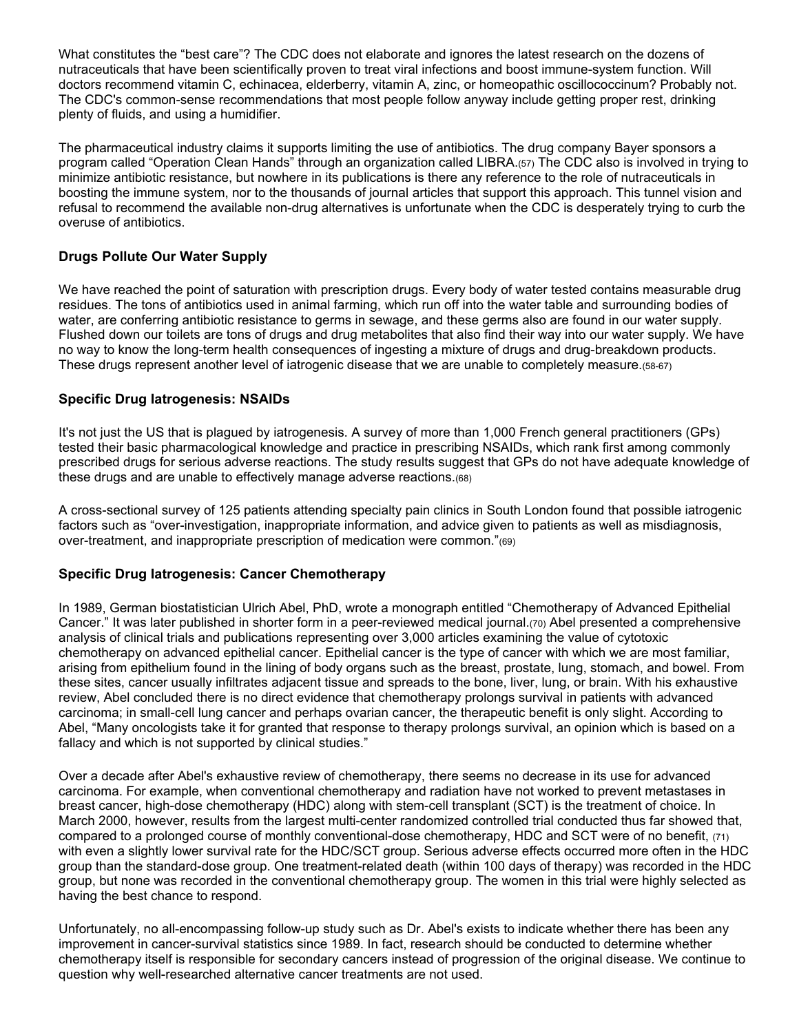What constitutes the "best care"? The CDC does not elaborate and ignores the latest research on the dozens of nutraceuticals that have been scientifically proven to treat viral infections and boost immune-system function. Will doctors recommend vitamin C, echinacea, elderberry, vitamin A, zinc, or homeopathic oscillococcinum? Probably not. The CDC's common-sense recommendations that most people follow anyway include getting proper rest, drinking plenty of fluids, and using a humidifier.

The pharmaceutical industry claims it supports limiting the use of antibiotics. The drug company Bayer sponsors a program called "Operation Clean Hands" through an organization called LIBRA.(57) The CDC also is involved in trying to minimize antibiotic resistance, but nowhere in its publications is there any reference to the role of nutraceuticals in boosting the immune system, nor to the thousands of journal articles that support this approach. This tunnel vision and refusal to recommend the available non-drug alternatives is unfortunate when the CDC is desperately trying to curb the overuse of antibiotics.

### Drugs Pollute Our Water Supply

We have reached the point of saturation with prescription drugs. Every body of water tested contains measurable drug residues. The tons of antibiotics used in animal farming, which run off into the water table and surrounding bodies of water, are conferring antibiotic resistance to germs in sewage, and these germs also are found in our water supply. Flushed down our toilets are tons of drugs and drug metabolites that also find their way into our water supply. We have no way to know the long-term health consequences of ingesting a mixture of drugs and drug-breakdown products. These drugs represent another level of iatrogenic disease that we are unable to completely measure.(58-67)

### Specific Drug Iatrogenesis: NSAIDs

It's not just the US that is plagued by iatrogenesis. A survey of more than 1,000 French general practitioners (GPs) tested their basic pharmacological knowledge and practice in prescribing NSAIDs, which rank first among commonly prescribed drugs for serious adverse reactions. The study results suggest that GPs do not have adequate knowledge of these drugs and are unable to effectively manage adverse reactions.(68)

A cross-sectional survey of 125 patients attending specialty pain clinics in South London found that possible iatrogenic factors such as "over-investigation, inappropriate information, and advice given to patients as well as misdiagnosis, over-treatment, and inappropriate prescription of medication were common."(69)

### Specific Drug Iatrogenesis: Cancer Chemotherapy

In 1989, German biostatistician Ulrich Abel, PhD, wrote a monograph entitled "Chemotherapy of Advanced Epithelial Cancer." It was later published in shorter form in a peer-reviewed medical journal.(70) Abel presented a comprehensive analysis of clinical trials and publications representing over 3,000 articles examining the value of cytotoxic chemotherapy on advanced epithelial cancer. Epithelial cancer is the type of cancer with which we are most familiar, arising from epithelium found in the lining of body organs such as the breast, prostate, lung, stomach, and bowel. From these sites, cancer usually infiltrates adjacent tissue and spreads to the bone, liver, lung, or brain. With his exhaustive review, Abel concluded there is no direct evidence that chemotherapy prolongs survival in patients with advanced carcinoma; in small-cell lung cancer and perhaps ovarian cancer, the therapeutic benefit is only slight. According to Abel, "Many oncologists take it for granted that response to therapy prolongs survival, an opinion which is based on a fallacy and which is not supported by clinical studies."

Over a decade after Abel's exhaustive review of chemotherapy, there seems no decrease in its use for advanced carcinoma. For example, when conventional chemotherapy and radiation have not worked to prevent metastases in breast cancer, high-dose chemotherapy (HDC) along with stem-cell transplant (SCT) is the treatment of choice. In March 2000, however, results from the largest multi-center randomized controlled trial conducted thus far showed that, compared to a prolonged course of monthly conventional-dose chemotherapy, HDC and SCT were of no benefit, (71) with even a slightly lower survival rate for the HDC/SCT group. Serious adverse effects occurred more often in the HDC group than the standard-dose group. One treatment-related death (within 100 days of therapy) was recorded in the HDC group, but none was recorded in the conventional chemotherapy group. The women in this trial were highly selected as having the best chance to respond.

Unfortunately, no all-encompassing follow-up study such as Dr. Abel's exists to indicate whether there has been any improvement in cancer-survival statistics since 1989. In fact, research should be conducted to determine whether chemotherapy itself is responsible for secondary cancers instead of progression of the original disease. We continue to question why well-researched alternative cancer treatments are not used.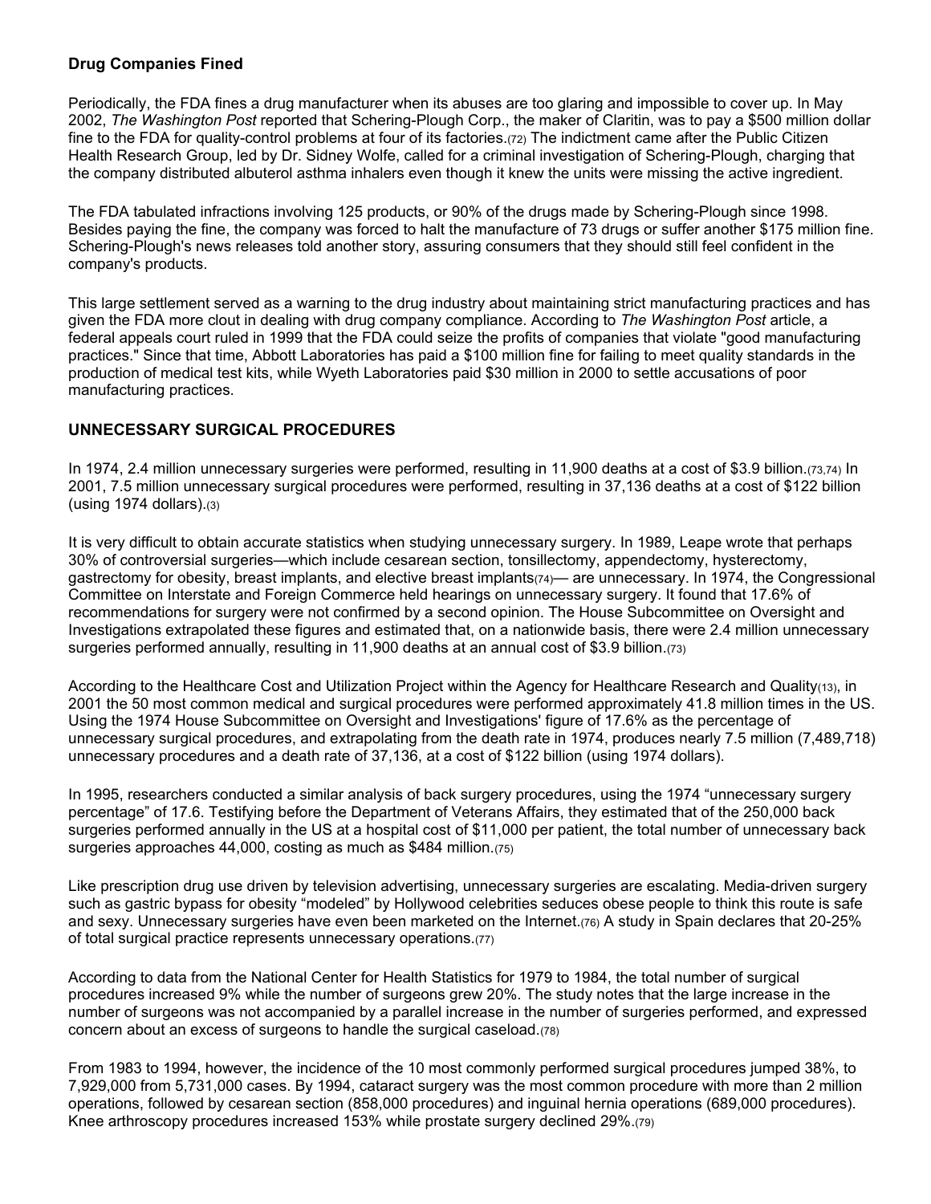### Drug Companies Fined

Periodically, the FDA fines a drug manufacturer when its abuses are too glaring and impossible to cover up. In May 2002, *The Washington Post* reported that Schering-Plough Corp., the maker of Claritin, was to pay a $500 million dollar fine to the FDA for quality-control problems at four of its factories.(72) The indictment came after the Public Citizen Health Research Group, led by Dr. Sidney Wolfe, called for a criminal investigation of Schering-Plough, charging that the company distributed albuterol asthma inhalers even though it knew the units were missing the active ingredient.

The FDA tabulated infractions involving 125 products, or 90% of the drugs made by Schering-Plough since 1998. Besides paying the fine, the company was forced to halt the manufacture of 73 drugs or suffer another $175 million fine. Schering-Plough's news releases told another story, assuring consumers that they should still feel confident in the company's products.

This large settlement served as a warning to the drug industry about maintaining strict manufacturing practices and has given the FDA more clout in dealing with drug company compliance. According to *The Washington Post* article, a federal appeals court ruled in 1999 that the FDA could seize the profits of companies that violate "good manufacturing practices." Since that time, Abbott Laboratories has paid a $100 million fine for failing to meet quality standards in the production of medical test kits, while Wyeth Laboratories paid $30 million in 2000 to settle accusations of poor manufacturing practices.

## UNNECESSARY SURGICAL PROCEDURES

In 1974, 2.4 million unnecessary surgeries were performed, resulting in 11,900 deaths at a cost of $3.9 billion.(73,74) In 2001, 7.5 million unnecessary surgical procedures were performed, resulting in 37,136 deaths at a cost of $122 billion (using 1974 dollars).(3)

It is very difficult to obtain accurate statistics when studying unnecessary surgery. In 1989, Leape wrote that perhaps 30% of controversial surgeries—which include cesarean section, tonsillectomy, appendectomy, hysterectomy, gastrectomy for obesity, breast implants, and elective breast implants(74)— are unnecessary. In 1974, the Congressional Committee on Interstate and Foreign Commerce held hearings on unnecessary surgery. It found that 17.6% of recommendations for surgery were not confirmed by a second opinion. The House Subcommittee on Oversight and Investigations extrapolated these figures and estimated that, on a nationwide basis, there were 2.4 million unnecessary surgeries performed annually, resulting in 11,900 deaths at an annual cost of $3.9 billion.(73)

According to the Healthcare Cost and Utilization Project within the Agency for Healthcare Research and Quality(13), in 2001 the 50 most common medical and surgical procedures were performed approximately 41.8 million times in the US. Using the 1974 House Subcommittee on Oversight and Investigations' figure of 17.6% as the percentage of unnecessary surgical procedures, and extrapolating from the death rate in 1974, produces nearly 7.5 million (7,489,718) unnecessary procedures and a death rate of 37,136, at a cost of $122 billion (using 1974 dollars).

In 1995, researchers conducted a similar analysis of back surgery procedures, using the 1974 "unnecessary surgery percentage" of 17.6. Testifying before the Department of Veterans Affairs, they estimated that of the 250,000 back surgeries performed annually in the US at a hospital cost of $11,000 per patient, the total number of unnecessary back surgeries approaches 44,000, costing as much as $484 million.(75)

Like prescription drug use driven by television advertising, unnecessary surgeries are escalating. Media-driven surgery such as gastric bypass for obesity "modeled" by Hollywood celebrities seduces obese people to think this route is safe and sexy. Unnecessary surgeries have even been marketed on the Internet.(76) A study in Spain declares that 20-25% of total surgical practice represents unnecessary operations.(77)

According to data from the National Center for Health Statistics for 1979 to 1984, the total number of surgical procedures increased 9% while the number of surgeons grew 20%. The study notes that the large increase in the number of surgeons was not accompanied by a parallel increase in the number of surgeries performed, and expressed concern about an excess of surgeons to handle the surgical caseload.(78)

From 1983 to 1994, however, the incidence of the 10 most commonly performed surgical procedures jumped 38%, to 7,929,000 from 5,731,000 cases. By 1994, cataract surgery was the most common procedure with more than 2 million operations, followed by cesarean section (858,000 procedures) and inguinal hernia operations (689,000 procedures). Knee arthroscopy procedures increased 153% while prostate surgery declined 29%.(79)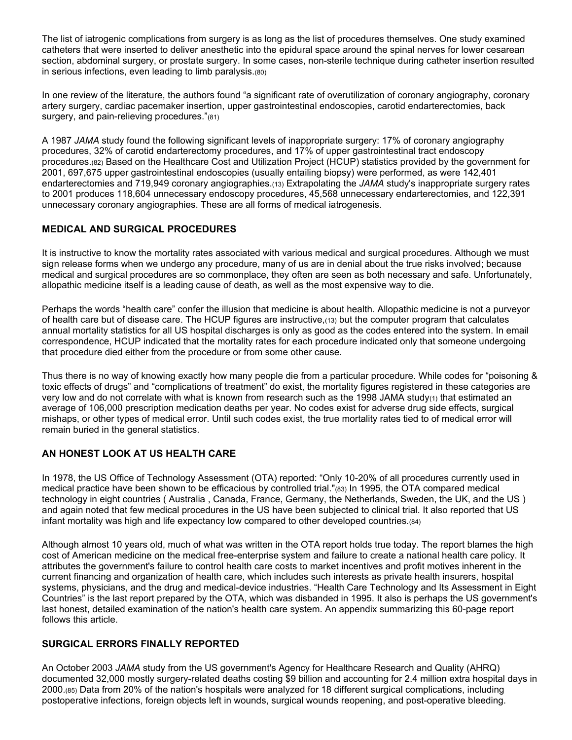The list of iatrogenic complications from surgery is as long as the list of procedures themselves. One study examined catheters that were inserted to deliver anesthetic into the epidural space around the spinal nerves for lower cesarean section, abdominal surgery, or prostate surgery. In some cases, non-sterile technique during catheter insertion resulted in serious infections, even leading to limb paralysis.(80)

In one review of the literature, the authors found "a significant rate of overutilization of coronary angiography, coronary artery surgery, cardiac pacemaker insertion, upper gastrointestinal endoscopies, carotid endarterectomies, back surgery, and pain-relieving procedures."(81)

A 1987 *JAMA* study found the following significant levels of inappropriate surgery: 17% of coronary angiography procedures, 32% of carotid endarterectomy procedures, and 17% of upper gastrointestinal tract endoscopy procedures.(82) Based on the Healthcare Cost and Utilization Project (HCUP) statistics provided by the government for 2001, 697,675 upper gastrointestinal endoscopies (usually entailing biopsy) were performed, as were 142,401 endarterectomies and 719,949 coronary angiographies.(13) Extrapolating the *JAMA* study's inappropriate surgery rates to 2001 produces 118,604 unnecessary endoscopy procedures, 45,568 unnecessary endarterectomies, and 122,391 unnecessary coronary angiographies. These are all forms of medical iatrogenesis.

## MEDICAL AND SURGICAL PROCEDURES

It is instructive to know the mortality rates associated with various medical and surgical procedures. Although we must sign release forms when we undergo any procedure, many of us are in denial about the true risks involved; because medical and surgical procedures are so commonplace, they often are seen as both necessary and safe. Unfortunately, allopathic medicine itself is a leading cause of death, as well as the most expensive way to die.

Perhaps the words "health care" confer the illusion that medicine is about health. Allopathic medicine is not a purveyor of health care but of disease care. The HCUP figures are instructive,(13) but the computer program that calculates annual mortality statistics for all US hospital discharges is only as good as the codes entered into the system. In email correspondence, HCUP indicated that the mortality rates for each procedure indicated only that someone undergoing that procedure died either from the procedure or from some other cause.

Thus there is no way of knowing exactly how many people die from a particular procedure. While codes for "poisoning & toxic effects of drugs" and "complications of treatment" do exist, the mortality figures registered in these categories are very low and do not correlate with what is known from research such as the 1998 JAMA study(1) that estimated an average of 106,000 prescription medication deaths per year. No codes exist for adverse drug side effects, surgical mishaps, or other types of medical error. Until such codes exist, the true mortality rates tied to of medical error will remain buried in the general statistics.

## AN HONEST LOOK AT US HEALTH CARE

In 1978, the US Office of Technology Assessment (OTA) reported: "Only 10-20% of all procedures currently used in medical practice have been shown to be efficacious by controlled trial."(83) In 1995, the OTA compared medical technology in eight countries ( Australia , Canada, France, Germany, the Netherlands, Sweden, the UK, and the US ) and again noted that few medical procedures in the US have been subjected to clinical trial. It also reported that US infant mortality was high and life expectancy low compared to other developed countries.(84)

Although almost 10 years old, much of what was written in the OTA report holds true today. The report blames the high cost of American medicine on the medical free-enterprise system and failure to create a national health care policy. It attributes the government's failure to control health care costs to market incentives and profit motives inherent in the current financing and organization of health care, which includes such interests as private health insurers, hospital systems, physicians, and the drug and medical-device industries. "Health Care Technology and Its Assessment in Eight Countries" is the last report prepared by the OTA, which was disbanded in 1995. It also is perhaps the US government's last honest, detailed examination of the nation's health care system. An appendix summarizing this 60-page report follows this article.

## SURGICAL ERRORS FINALLY REPORTED

An October 2003 *JAMA* study from the US government's Agency for Healthcare Research and Quality (AHRQ) documented 32,000 mostly surgery-related deaths costing $9 billion and accounting for 2.4 million extra hospital days in 2000.(85) Data from 20% of the nation's hospitals were analyzed for 18 different surgical complications, including postoperative infections, foreign objects left in wounds, surgical wounds reopening, and post-operative bleeding.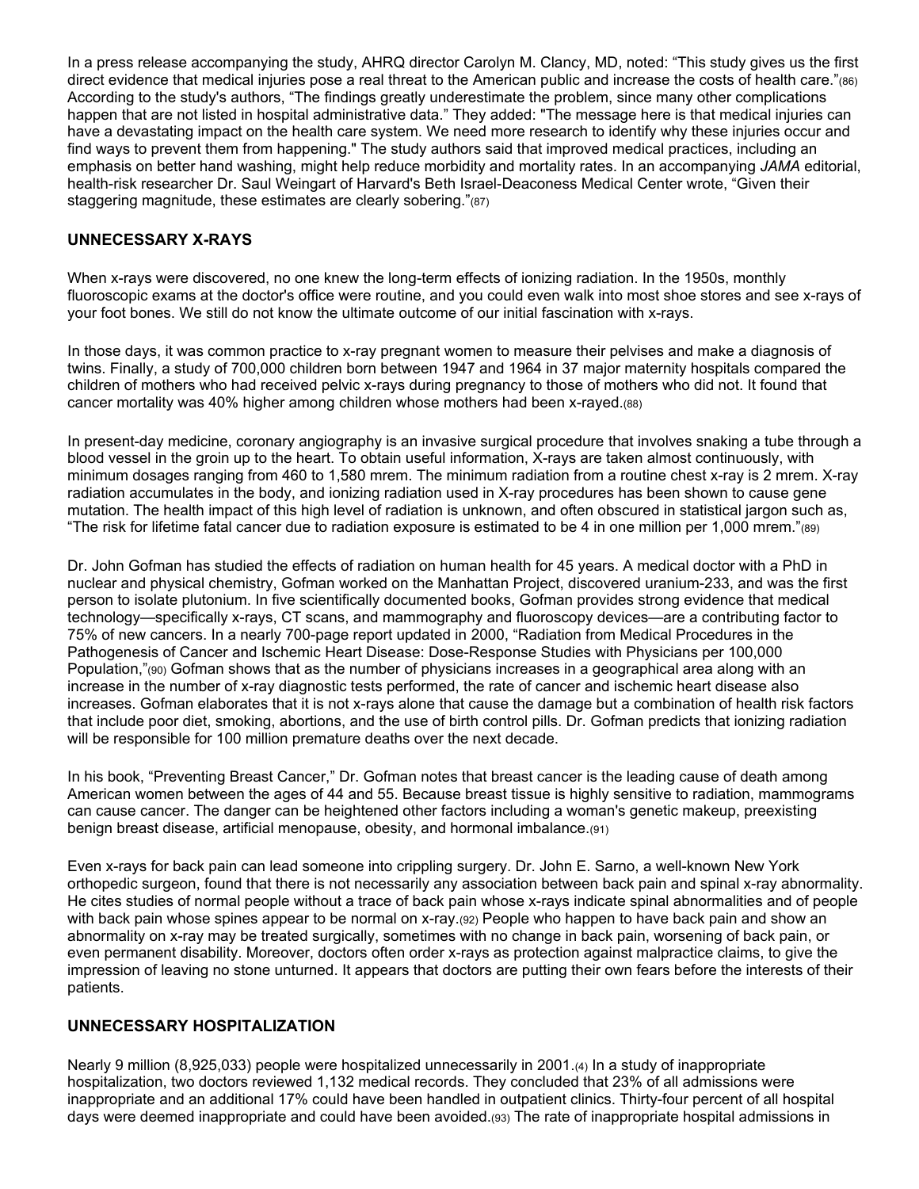In a press release accompanying the study, AHRQ director Carolyn M. Clancy, MD, noted: “This study gives us the first direct evidence that medical injuries pose a real threat to the American public and increase the costs of health care.”(86) According to the study's authors, “The findings greatly underestimate the problem, since many other complications happen that are not listed in hospital administrative data.” They added: "The message here is that medical injuries can have a devastating impact on the health care system. We need more research to identify why these injuries occur and find ways to prevent them from happening." The study authors said that improved medical practices, including an emphasis on better hand washing, might help reduce morbidity and mortality rates. In an accompanying *JAMA* editorial, health-risk researcher Dr. Saul Weingart of Harvard's Beth Israel-Deaconess Medical Center wrote, “Given their staggering magnitude, these estimates are clearly sobering.”(87)

## UNNECESSARY X-RAYS

When x-rays were discovered, no one knew the long-term effects of ionizing radiation. In the 1950s, monthly fluoroscopic exams at the doctor's office were routine, and you could even walk into most shoe stores and see x-rays of your foot bones. We still do not know the ultimate outcome of our initial fascination with x-rays.

In those days, it was common practice to x-ray pregnant women to measure their pelvises and make a diagnosis of twins. Finally, a study of 700,000 children born between 1947 and 1964 in 37 major maternity hospitals compared the children of mothers who had received pelvic x-rays during pregnancy to those of mothers who did not. It found that cancer mortality was 40% higher among children whose mothers had been x-rayed.(88)

In present-day medicine, coronary angiography is an invasive surgical procedure that involves snaking a tube through a blood vessel in the groin up to the heart. To obtain useful information, X-rays are taken almost continuously, with minimum dosages ranging from 460 to 1,580 mrem. The minimum radiation from a routine chest x-ray is 2 mrem. X-ray radiation accumulates in the body, and ionizing radiation used in X-ray procedures has been shown to cause gene mutation. The health impact of this high level of radiation is unknown, and often obscured in statistical jargon such as, “The risk for lifetime fatal cancer due to radiation exposure is estimated to be 4 in one million per 1,000 mrem.”(89)

Dr. John Gofman has studied the effects of radiation on human health for 45 years. A medical doctor with a PhD in nuclear and physical chemistry, Gofman worked on the Manhattan Project, discovered uranium-233, and was the first person to isolate plutonium. In five scientifically documented books, Gofman provides strong evidence that medical technology—specifically x-rays, CT scans, and mammography and fluoroscopy devices—are a contributing factor to 75% of new cancers. In a nearly 700-page report updated in 2000, “Radiation from Medical Procedures in the Pathogenesis of Cancer and Ischemic Heart Disease: Dose-Response Studies with Physicians per 100,000 Population,”(90) Gofman shows that as the number of physicians increases in a geographical area along with an increase in the number of x-ray diagnostic tests performed, the rate of cancer and ischemic heart disease also increases. Gofman elaborates that it is not x-rays alone that cause the damage but a combination of health risk factors that include poor diet, smoking, abortions, and the use of birth control pills. Dr. Gofman predicts that ionizing radiation will be responsible for 100 million premature deaths over the next decade.

In his book, “Preventing Breast Cancer,” Dr. Gofman notes that breast cancer is the leading cause of death among American women between the ages of 44 and 55. Because breast tissue is highly sensitive to radiation, mammograms can cause cancer. The danger can be heightened other factors including a woman's genetic makeup, preexisting benign breast disease, artificial menopause, obesity, and hormonal imbalance.(91)

Even x-rays for back pain can lead someone into crippling surgery. Dr. John E. Sarno, a well-known New York orthopedic surgeon, found that there is not necessarily any association between back pain and spinal x-ray abnormality. He cites studies of normal people without a trace of back pain whose x-rays indicate spinal abnormalities and of people with back pain whose spines appear to be normal on x-ray.(92) People who happen to have back pain and show an abnormality on x-ray may be treated surgically, sometimes with no change in back pain, worsening of back pain, or even permanent disability. Moreover, doctors often order x-rays as protection against malpractice claims, to give the impression of leaving no stone unturned. It appears that doctors are putting their own fears before the interests of their patients.

## UNNECESSARY HOSPITALIZATION

Nearly 9 million (8,925,033) people were hospitalized unnecessarily in 2001.(4) In a study of inappropriate hospitalization, two doctors reviewed 1,132 medical records. They concluded that 23% of all admissions were inappropriate and an additional 17% could have been handled in outpatient clinics. Thirty-four percent of all hospital days were deemed inappropriate and could have been avoided.(93) The rate of inappropriate hospital admissions in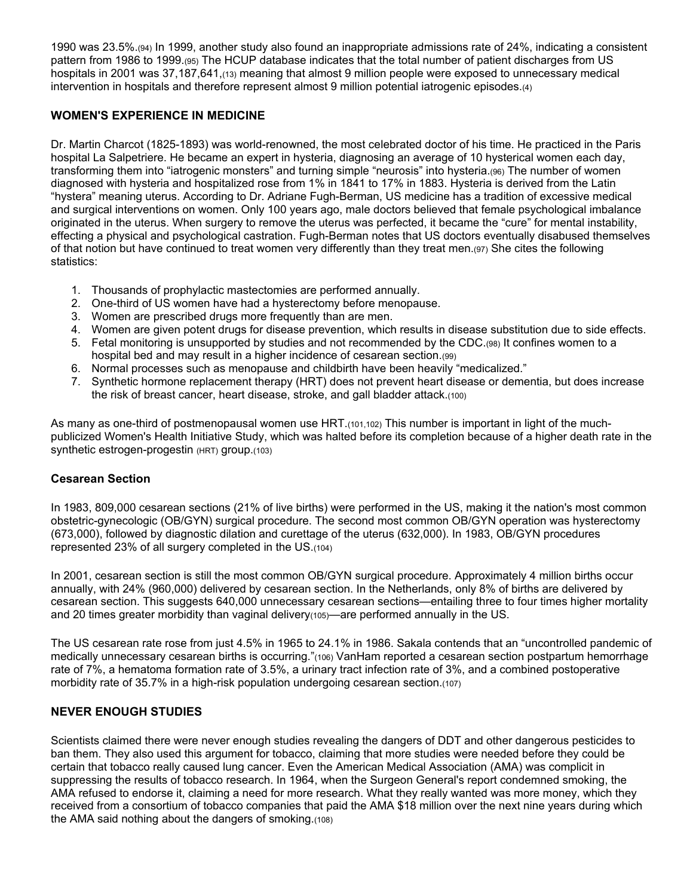1990 was 23.5%.[94] In 1999, another study also found an inappropriate admissions rate of 24%, indicating a consistent pattern from 1986 to 1999.[95] The HCUP database indicates that the total number of patient discharges from US hospitals in 2001 was 37,187,641,[13] meaning that almost 9 million people were exposed to unnecessary medical intervention in hospitals and therefore represent almost 9 million potential iatrogenic episodes.[4]

### WOMEN'S EXPERIENCE IN MEDICINE

Dr. Martin Charcot (1825-1893) was world-renowned, the most celebrated doctor of his time. He practiced in the Paris hospital La Salpetriere. He became an expert in hysteria, diagnosing an average of 10 hysterical women each day, transforming them into "iatrogenic monsters" and turning simple "neurosis" into hysteria.[96] The number of women diagnosed with hysteria and hospitalized rose from 1% in 1841 to 17% in 1883. Hysteria is derived from the Latin "hystera" meaning uterus. According to Dr. Adriane Fugh-Berman, US medicine has a tradition of excessive medical and surgical interventions on women. Only 100 years ago, male doctors believed that female psychological imbalance originated in the uterus. When surgery to remove the uterus was perfected, it became the "cure" for mental instability, effecting a physical and psychological castration. Fugh-Berman notes that US doctors eventually disabused themselves of that notion but have continued to treat women very differently than they treat men.[97] She cites the following statistics:

1. Thousands of prophylactic mastectomies are performed annually.
2. One-third of US women have had a hysterectomy before menopause.
3. Women are prescribed drugs more frequently than are men.
4. Women are given potent drugs for disease prevention, which results in disease substitution due to side effects.
5. Fetal monitoring is unsupported by studies and not recommended by the CDC.[98] It confines women to a hospital bed and may result in a higher incidence of cesarean section.[99]
6. Normal processes such as menopause and childbirth have been heavily "medicalized."
7. Synthetic hormone replacement therapy (HRT) does not prevent heart disease or dementia, but does increase the risk of breast cancer, heart disease, stroke, and gall bladder attack.[100]

As many as one-third of postmenopausal women use HRT.[101,102] This number is important in light of the much-publicized Women's Health Initiative Study, which was halted before its completion because of a higher death rate in the synthetic estrogen-progestin (HRT) group.[103]

#### Cesarean Section

In 1983, 809,000 cesarean sections (21% of live births) were performed in the US, making it the nation's most common obstetric-gynecologic (OB/GYN) surgical procedure. The second most common OB/GYN operation was hysterectomy (673,000), followed by diagnostic dilation and curettage of the uterus (632,000). In 1983, OB/GYN procedures represented 23% of all surgery completed in the US.[104]

In 2001, cesarean section is still the most common OB/GYN surgical procedure. Approximately 4 million births occur annually, with 24% (960,000) delivered by cesarean section. In the Netherlands, only 8% of births are delivered by cesarean section. This suggests 640,000 unnecessary cesarean sections—entailing three to four times higher mortality and 20 times greater morbidity than vaginal delivery[105]—are performed annually in the US.

The US cesarean rate rose from just 4.5% in 1965 to 24.1% in 1986. Sakala contends that an "uncontrolled pandemic of medically unnecessary cesarean births is occurring."[106] VanHam reported a cesarean section postpartum hemorrhage rate of 7%, a hematoma formation rate of 3.5%, a urinary tract infection rate of 3%, and a combined postoperative morbidity rate of 35.7% in a high-risk population undergoing cesarean section.[107]

### NEVER ENOUGH STUDIES

Scientists claimed there were never enough studies revealing the dangers of DDT and other dangerous pesticides to ban them. They also used this argument for tobacco, claiming that more studies were needed before they could be certain that tobacco really caused lung cancer. Even the American Medical Association (AMA) was complicit in suppressing the results of tobacco research. In 1964, when the Surgeon General's report condemned smoking, the AMA refused to endorse it, claiming a need for more research. What they really wanted was more money, which they received from a consortium of tobacco companies that paid the AMA $18 million over the next nine years during which the AMA said nothing about the dangers of smoking.[108]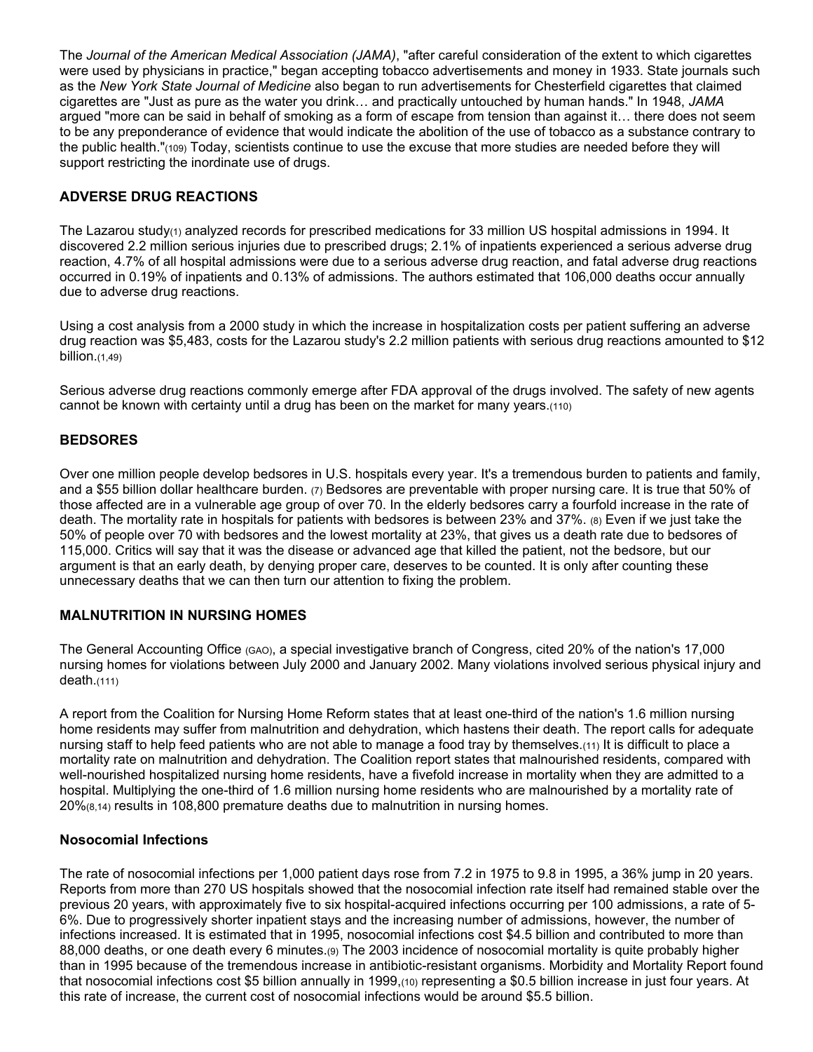The *Journal of the American Medical Association (JAMA)*, "after careful consideration of the extent to which cigarettes were used by physicians in practice," began accepting tobacco advertisements and money in 1933. State journals such as the *New York State Journal of Medicine* also began to run advertisements for Chesterfield cigarettes that claimed cigarettes are "Just as pure as the water you drink… and practically untouched by human hands." In 1948, *JAMA* argued "more can be said in behalf of smoking as a form of escape from tension than against it… there does not seem to be any preponderance of evidence that would indicate the abolition of the use of tobacco as a substance contrary to the public health."(109) Today, scientists continue to use the excuse that more studies are needed before they will support restricting the inordinate use of drugs.

### ADVERSE DRUG REACTIONS

The Lazarou study(1) analyzed records for prescribed medications for 33 million US hospital admissions in 1994. It discovered 2.2 million serious injuries due to prescribed drugs; 2.1% of inpatients experienced a serious adverse drug reaction, 4.7% of all hospital admissions were due to a serious adverse drug reaction, and fatal adverse drug reactions occurred in 0.19% of inpatients and 0.13% of admissions. The authors estimated that 106,000 deaths occur annually due to adverse drug reactions.

Using a cost analysis from a 2000 study in which the increase in hospitalization costs per patient suffering an adverse drug reaction was $5,483, costs for the Lazarou study's 2.2 million patients with serious drug reactions amounted to $12 billion.(1,49)

Serious adverse drug reactions commonly emerge after FDA approval of the drugs involved. The safety of new agents cannot be known with certainty until a drug has been on the market for many years.(110)

### BEDSORES

Over one million people develop bedsores in U.S. hospitals every year. It's a tremendous burden to patients and family, and a $55 billion dollar healthcare burden. (7) Bedsores are preventable with proper nursing care. It is true that 50% of those affected are in a vulnerable age group of over 70. In the elderly bedsores carry a fourfold increase in the rate of death. The mortality rate in hospitals for patients with bedsores is between 23% and 37%. (8) Even if we just take the 50% of people over 70 with bedsores and the lowest mortality at 23%, that gives us a death rate due to bedsores of 115,000. Critics will say that it was the disease or advanced age that killed the patient, not the bedsore, but our argument is that an early death, by denying proper care, deserves to be counted. It is only after counting these unnecessary deaths that we can then turn our attention to fixing the problem.

### MALNUTRITION IN NURSING HOMES

The General Accounting Office (GAO), a special investigative branch of Congress, cited 20% of the nation's 17,000 nursing homes for violations between July 2000 and January 2002. Many violations involved serious physical injury and death.(111)

A report from the Coalition for Nursing Home Reform states that at least one-third of the nation's 1.6 million nursing home residents may suffer from malnutrition and dehydration, which hastens their death. The report calls for adequate nursing staff to help feed patients who are not able to manage a food tray by themselves.(11) It is difficult to place a mortality rate on malnutrition and dehydration. The Coalition report states that malnourished residents, compared with well-nourished hospitalized nursing home residents, have a fivefold increase in mortality when they are admitted to a hospital. Multiplying the one-third of 1.6 million nursing home residents who are malnourished by a mortality rate of 20%(8,14) results in 108,800 premature deaths due to malnutrition in nursing homes.

### Nosocomial Infections

The rate of nosocomial infections per 1,000 patient days rose from 7.2 in 1975 to 9.8 in 1995, a 36% jump in 20 years. Reports from more than 270 US hospitals showed that the nosocomial infection rate itself had remained stable over the previous 20 years, with approximately five to six hospital-acquired infections occurring per 100 admissions, a rate of 5-6%. Due to progressively shorter inpatient stays and the increasing number of admissions, however, the number of infections increased. It is estimated that in 1995, nosocomial infections cost $4.5 billion and contributed to more than 88,000 deaths, or one death every 6 minutes.(9) The 2003 incidence of nosocomial mortality is quite probably higher than in 1995 because of the tremendous increase in antibiotic-resistant organisms. Morbidity and Mortality Report found that nosocomial infections cost $5 billion annually in 1999,(10) representing a $0.5 billion increase in just four years. At this rate of increase, the current cost of nosocomial infections would be around $5.5 billion.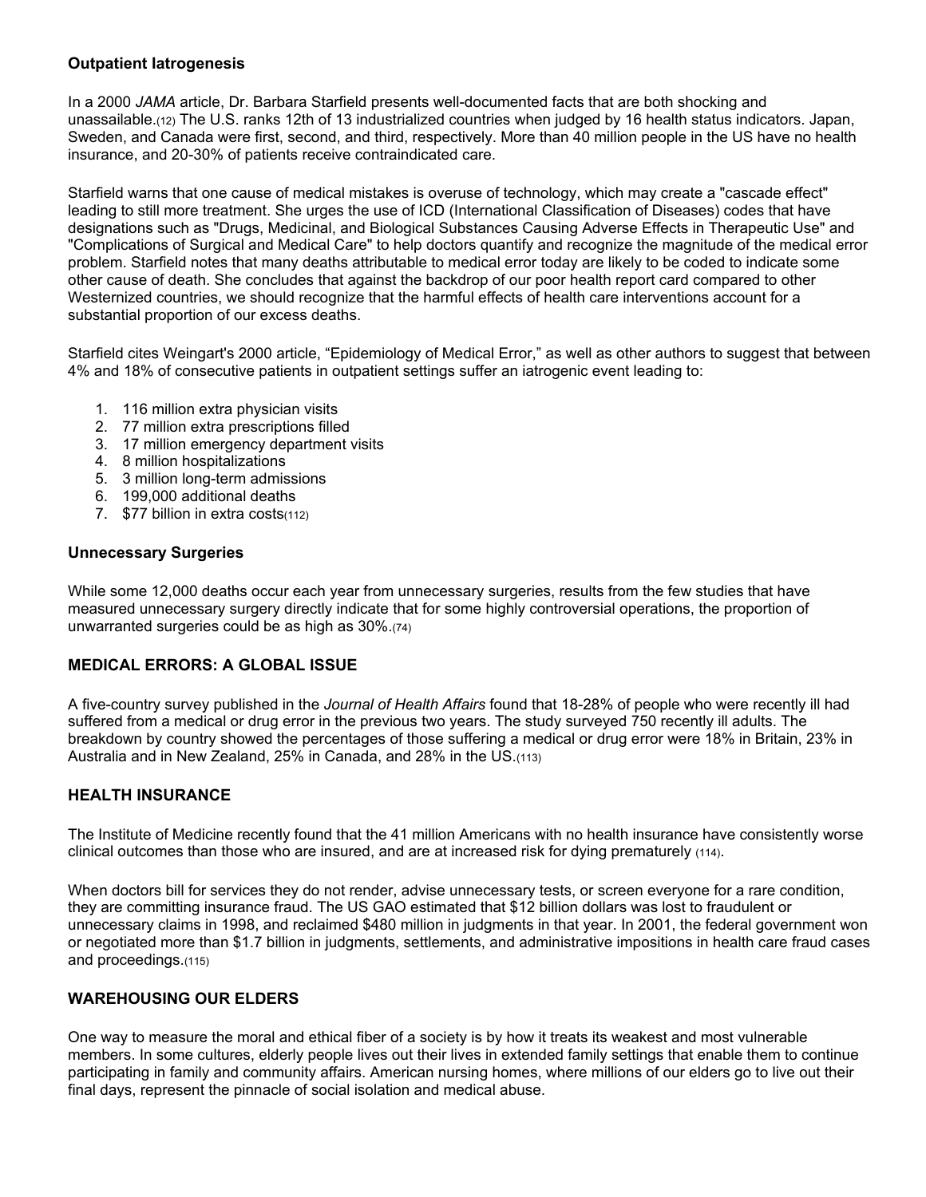### Outpatient Iatrogenesis

In a 2000 *JAMA* article, Dr. Barbara Starfield presents well-documented facts that are both shocking and unassailable.(12) The U.S. ranks 12th of 13 industrialized countries when judged by 16 health status indicators. Japan, Sweden, and Canada were first, second, and third, respectively. More than 40 million people in the US have no health insurance, and 20-30% of patients receive contraindicated care.

Starfield warns that one cause of medical mistakes is overuse of technology, which may create a "cascade effect" leading to still more treatment. She urges the use of ICD (International Classification of Diseases) codes that have designations such as "Drugs, Medicinal, and Biological Substances Causing Adverse Effects in Therapeutic Use" and "Complications of Surgical and Medical Care" to help doctors quantify and recognize the magnitude of the medical error problem. Starfield notes that many deaths attributable to medical error today are likely to be coded to indicate some other cause of death. She concludes that against the backdrop of our poor health report card compared to other Westernized countries, we should recognize that the harmful effects of health care interventions account for a substantial proportion of our excess deaths.

Starfield cites Weingart's 2000 article, "Epidemiology of Medical Error," as well as other authors to suggest that between 4% and 18% of consecutive patients in outpatient settings suffer an iatrogenic event leading to:

1. 116 million extra physician visits
2. 77 million extra prescriptions filled
3. 17 million emergency department visits
4. 8 million hospitalizations
5. 3 million long-term admissions
6. 199,000 additional deaths
7. $77 billion in extra costs(112)

### Unnecessary Surgeries

While some 12,000 deaths occur each year from unnecessary surgeries, results from the few studies that have measured unnecessary surgery directly indicate that for some highly controversial operations, the proportion of unwarranted surgeries could be as high as 30%.(74)

## MEDICAL ERRORS: A GLOBAL ISSUE

A five-country survey published in the *Journal of Health Affairs* found that 18-28% of people who were recently ill had suffered from a medical or drug error in the previous two years. The study surveyed 750 recently ill adults. The breakdown by country showed the percentages of those suffering a medical or drug error were 18% in Britain, 23% in Australia and in New Zealand, 25% in Canada, and 28% in the US.(113)

## HEALTH INSURANCE

The Institute of Medicine recently found that the 41 million Americans with no health insurance have consistently worse clinical outcomes than those who are insured, and are at increased risk for dying prematurely (114).

When doctors bill for services they do not render, advise unnecessary tests, or screen everyone for a rare condition, they are committing insurance fraud. The US GAO estimated that $12 billion dollars was lost to fraudulent or unnecessary claims in 1998, and reclaimed $480 million in judgments in that year. In 2001, the federal government won or negotiated more than $1.7 billion in judgments, settlements, and administrative impositions in health care fraud cases and proceedings.(115)

## WAREHOUSING OUR ELDERS

One way to measure the moral and ethical fiber of a society is by how it treats its weakest and most vulnerable members. In some cultures, elderly people lives out their lives in extended family settings that enable them to continue participating in family and community affairs. American nursing homes, where millions of our elders go to live out their final days, represent the pinnacle of social isolation and medical abuse.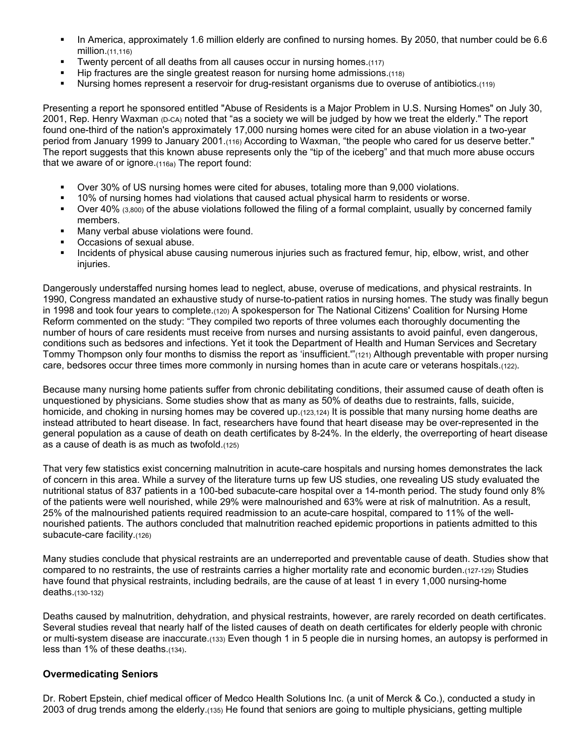- In America, approximately 1.6 million elderly are confined to nursing homes. By 2050, that number could be 6.6 million.(11,116)
- Twenty percent of all deaths from all causes occur in nursing homes.(117)
- Hip fractures are the single greatest reason for nursing home admissions.(118)
- Nursing homes represent a reservoir for drug-resistant organisms due to overuse of antibiotics.(119)

Presenting a report he sponsored entitled "Abuse of Residents is a Major Problem in U.S. Nursing Homes" on July 30, 2001, Rep. Henry Waxman (D-CA) noted that "as a society we will be judged by how we treat the elderly." The report found one-third of the nation's approximately 17,000 nursing homes were cited for an abuse violation in a two-year period from January 1999 to January 2001.(116) According to Waxman, "the people who cared for us deserve better." The report suggests that this known abuse represents only the "tip of the iceberg" and that much more abuse occurs that we aware of or ignore.(116a) The report found:

- Over 30% of US nursing homes were cited for abuses, totaling more than 9,000 violations.
- 10% of nursing homes had violations that caused actual physical harm to residents or worse.
- Over 40% (3,800) of the abuse violations followed the filing of a formal complaint, usually by concerned family members.
- Many verbal abuse violations were found.
- Occasions of sexual abuse.
- Incidents of physical abuse causing numerous injuries such as fractured femur, hip, elbow, wrist, and other injuries.

Dangerously understaffed nursing homes lead to neglect, abuse, overuse of medications, and physical restraints. In 1990, Congress mandated an exhaustive study of nurse-to-patient ratios in nursing homes. The study was finally begun in 1998 and took four years to complete.(120) A spokesperson for The National Citizens' Coalition for Nursing Home Reform commented on the study: "They compiled two reports of three volumes each thoroughly documenting the number of hours of care residents must receive from nurses and nursing assistants to avoid painful, even dangerous, conditions such as bedsores and infections. Yet it took the Department of Health and Human Services and Secretary Tommy Thompson only four months to dismiss the report as 'insufficient.'"(121) Although preventable with proper nursing care, bedsores occur three times more commonly in nursing homes than in acute care or veterans hospitals.(122).

Because many nursing home patients suffer from chronic debilitating conditions, their assumed cause of death often is unquestioned by physicians. Some studies show that as many as 50% of deaths due to restraints, falls, suicide, homicide, and choking in nursing homes may be covered up.(123,124) It is possible that many nursing home deaths are instead attributed to heart disease. In fact, researchers have found that heart disease may be over-represented in the general population as a cause of death on death certificates by 8-24%. In the elderly, the overreporting of heart disease as a cause of death is as much as twofold.(125)

That very few statistics exist concerning malnutrition in acute-care hospitals and nursing homes demonstrates the lack of concern in this area. While a survey of the literature turns up few US studies, one revealing US study evaluated the nutritional status of 837 patients in a 100-bed subacute-care hospital over a 14-month period. The study found only 8% of the patients were well nourished, while 29% were malnourished and 63% were at risk of malnutrition. As a result, 25% of the malnourished patients required readmission to an acute-care hospital, compared to 11% of the well-nourished patients. The authors concluded that malnutrition reached epidemic proportions in patients admitted to this subacute-care facility.(126)

Many studies conclude that physical restraints are an underreported and preventable cause of death. Studies show that compared to no restraints, the use of restraints carries a higher mortality rate and economic burden.(127-129) Studies have found that physical restraints, including bedrails, are the cause of at least 1 in every 1,000 nursing-home deaths.(130-132)

Deaths caused by malnutrition, dehydration, and physical restraints, however, are rarely recorded on death certificates. Several studies reveal that nearly half of the listed causes of death on death certificates for elderly people with chronic or multi-system disease are inaccurate.(133) Even though 1 in 5 people die in nursing homes, an autopsy is performed in less than 1% of these deaths.(134).

### Overmedicating Seniors

Dr. Robert Epstein, chief medical officer of Medco Health Solutions Inc. (a unit of Merck & Co.), conducted a study in 2003 of drug trends among the elderly.(135) He found that seniors are going to multiple physicians, getting multiple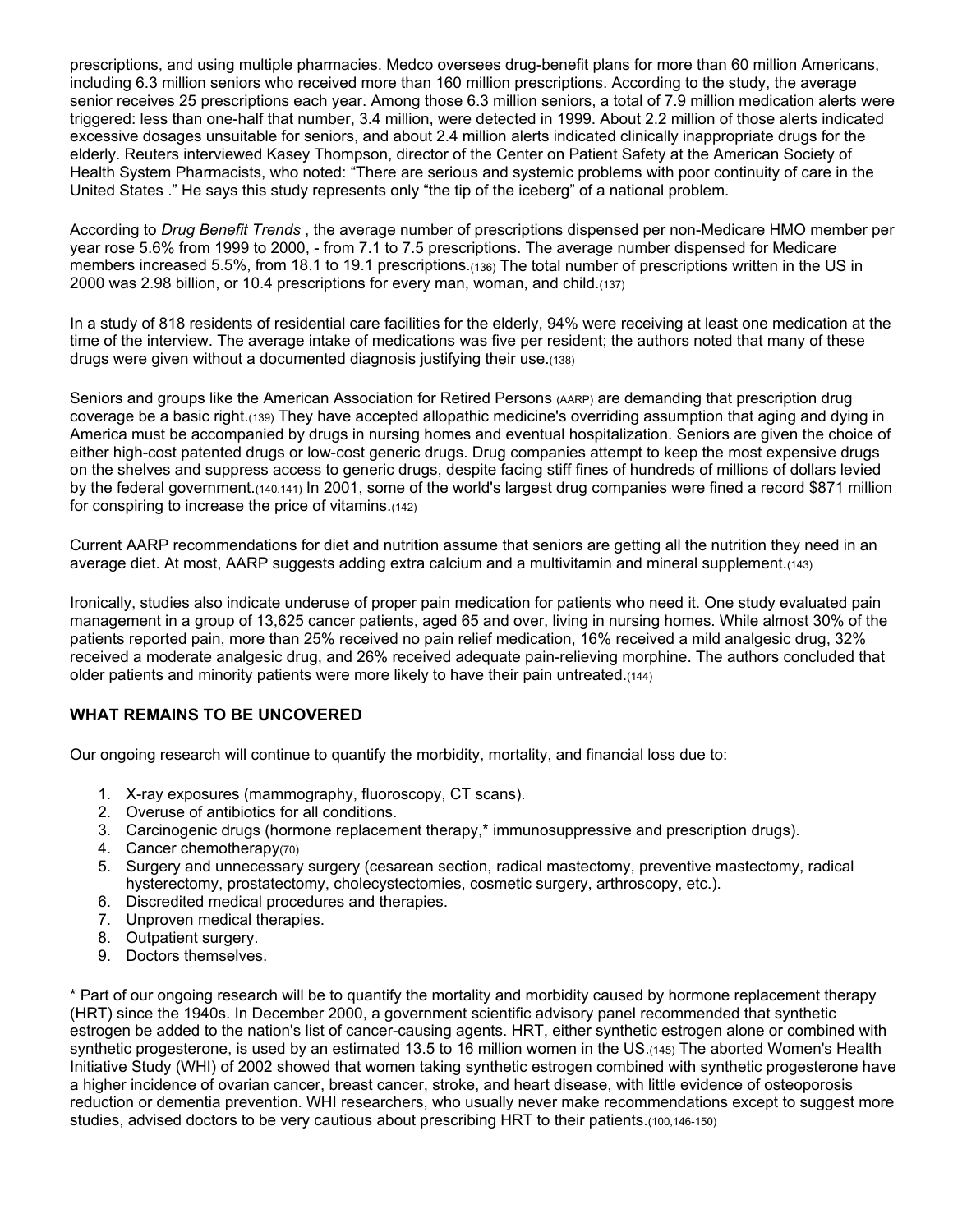prescriptions, and using multiple pharmacies. Medco oversees drug-benefit plans for more than 60 million Americans, including 6.3 million seniors who received more than 160 million prescriptions. According to the study, the average senior receives 25 prescriptions each year. Among those 6.3 million seniors, a total of 7.9 million medication alerts were triggered: less than one-half that number, 3.4 million, were detected in 1999. About 2.2 million of those alerts indicated excessive dosages unsuitable for seniors, and about 2.4 million alerts indicated clinically inappropriate drugs for the elderly. Reuters interviewed Kasey Thompson, director of the Center on Patient Safety at the American Society of Health System Pharmacists, who noted: "There are serious and systemic problems with poor continuity of care in the United States ." He says this study represents only "the tip of the iceberg" of a national problem.

According to *Drug Benefit Trends* , the average number of prescriptions dispensed per non-Medicare HMO member per year rose 5.6% from 1999 to 2000, - from 7.1 to 7.5 prescriptions. The average number dispensed for Medicare members increased 5.5%, from 18.1 to 19.1 prescriptions.(136) The total number of prescriptions written in the US in 2000 was 2.98 billion, or 10.4 prescriptions for every man, woman, and child.(137)

In a study of 818 residents of residential care facilities for the elderly, 94% were receiving at least one medication at the time of the interview. The average intake of medications was five per resident; the authors noted that many of these drugs were given without a documented diagnosis justifying their use.(138)

Seniors and groups like the American Association for Retired Persons (AARP) are demanding that prescription drug coverage be a basic right.(139) They have accepted allopathic medicine's overriding assumption that aging and dying in America must be accompanied by drugs in nursing homes and eventual hospitalization. Seniors are given the choice of either high-cost patented drugs or low-cost generic drugs. Drug companies attempt to keep the most expensive drugs on the shelves and suppress access to generic drugs, despite facing stiff fines of hundreds of millions of dollars levied by the federal government.(140,141) In 2001, some of the world's largest drug companies were fined a record $871 million for conspiring to increase the price of vitamins.(142)

Current AARP recommendations for diet and nutrition assume that seniors are getting all the nutrition they need in an average diet. At most, AARP suggests adding extra calcium and a multivitamin and mineral supplement.(143)

Ironically, studies also indicate underuse of proper pain medication for patients who need it. One study evaluated pain management in a group of 13,625 cancer patients, aged 65 and over, living in nursing homes. While almost 30% of the patients reported pain, more than 25% received no pain relief medication, 16% received a mild analgesic drug, 32% received a moderate analgesic drug, and 26% received adequate pain-relieving morphine. The authors concluded that older patients and minority patients were more likely to have their pain untreated.(144)

### WHAT REMAINS TO BE UNCOVERED

Our ongoing research will continue to quantify the morbidity, mortality, and financial loss due to:

1. X-ray exposures (mammography, fluoroscopy, CT scans).
2. Overuse of antibiotics for all conditions.
3. Carcinogenic drugs (hormone replacement therapy,* immunosuppressive and prescription drugs).
4. Cancer chemotherapy(70)
5. Surgery and unnecessary surgery (cesarean section, radical mastectomy, preventive mastectomy, radical hysterectomy, prostatectomy, cholecystectomies, cosmetic surgery, arthroscopy, etc.).
6. Discredited medical procedures and therapies.
7. Unproven medical therapies.
8. Outpatient surgery.
9. Doctors themselves.

* Part of our ongoing research will be to quantify the mortality and morbidity caused by hormone replacement therapy (HRT) since the 1940s. In December 2000, a government scientific advisory panel recommended that synthetic estrogen be added to the nation's list of cancer-causing agents. HRT, either synthetic estrogen alone or combined with synthetic progesterone, is used by an estimated 13.5 to 16 million women in the US.(145) The aborted Women's Health Initiative Study (WHI) of 2002 showed that women taking synthetic estrogen combined with synthetic progesterone have a higher incidence of ovarian cancer, breast cancer, stroke, and heart disease, with little evidence of osteoporosis reduction or dementia prevention. WHI researchers, who usually never make recommendations except to suggest more studies, advised doctors to be very cautious about prescribing HRT to their patients.(100,146-150)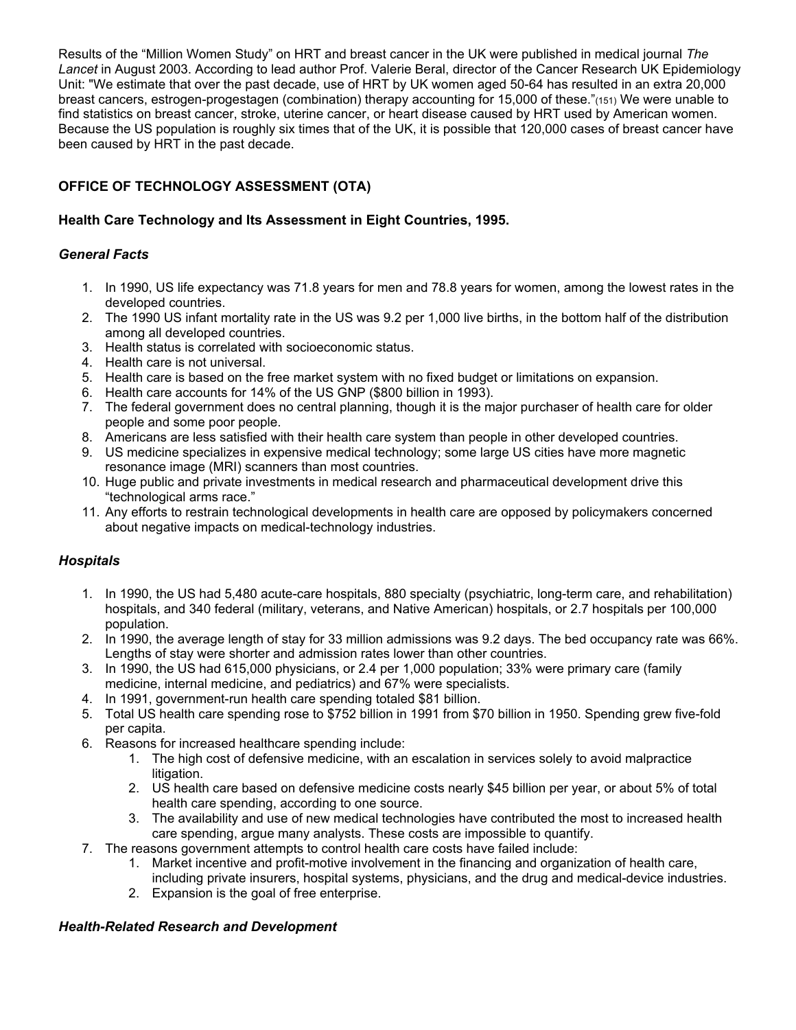Results of the "Million Women Study" on HRT and breast cancer in the UK were published in medical journal *The Lancet* in August 2003. According to lead author Prof. Valerie Beral, director of the Cancer Research UK Epidemiology Unit: "We estimate that over the past decade, use of HRT by UK women aged 50-64 has resulted in an extra 20,000 breast cancers, estrogen-progestagen (combination) therapy accounting for 15,000 of these."(151) We were unable to find statistics on breast cancer, stroke, uterine cancer, or heart disease caused by HRT used by American women. Because the US population is roughly six times that of the UK, it is possible that 120,000 cases of breast cancer have been caused by HRT in the past decade.

## OFFICE OF TECHNOLOGY ASSESSMENT (OTA)

### Health Care Technology and Its Assessment in Eight Countries, 1995.

#### *General Facts*

1. In 1990, US life expectancy was 71.8 years for men and 78.8 years for women, among the lowest rates in the developed countries.
2. The 1990 US infant mortality rate in the US was 9.2 per 1,000 live births, in the bottom half of the distribution among all developed countries.
3. Health status is correlated with socioeconomic status.
4. Health care is not universal.
5. Health care is based on the free market system with no fixed budget or limitations on expansion.
6. Health care accounts for 14% of the US GNP ($800 billion in 1993).
7. The federal government does no central planning, though it is the major purchaser of health care for older people and some poor people.
8. Americans are less satisfied with their health care system than people in other developed countries.
9. US medicine specializes in expensive medical technology; some large US cities have more magnetic resonance image (MRI) scanners than most countries.
10. Huge public and private investments in medical research and pharmaceutical development drive this "technological arms race."
11. Any efforts to restrain technological developments in health care are opposed by policymakers concerned about negative impacts on medical-technology industries.

#### *Hospitals*

1. In 1990, the US had 5,480 acute-care hospitals, 880 specialty (psychiatric, long-term care, and rehabilitation) hospitals, and 340 federal (military, veterans, and Native American) hospitals, or 2.7 hospitals per 100,000 population.
2. In 1990, the average length of stay for 33 million admissions was 9.2 days. The bed occupancy rate was 66%. Lengths of stay were shorter and admission rates lower than other countries.
3. In 1990, the US had 615,000 physicians, or 2.4 per 1,000 population; 33% were primary care (family medicine, internal medicine, and pediatrics) and 67% were specialists.
4. In 1991, government-run health care spending totaled $81 billion.
5. Total US health care spending rose to $752 billion in 1991 from $70 billion in 1950. Spending grew five-fold per capita.
6. Reasons for increased healthcare spending include:
    1. The high cost of defensive medicine, with an escalation in services solely to avoid malpractice litigation.
    2. US health care based on defensive medicine costs nearly $45 billion per year, or about 5% of total health care spending, according to one source.
    3. The availability and use of new medical technologies have contributed the most to increased health care spending, argue many analysts. These costs are impossible to quantify.
7. The reasons government attempts to control health care costs have failed include:
    1. Market incentive and profit-motive involvement in the financing and organization of health care, including private insurers, hospital systems, physicians, and the drug and medical-device industries.
    2. Expansion is the goal of free enterprise.

#### *Health-Related Research and Development*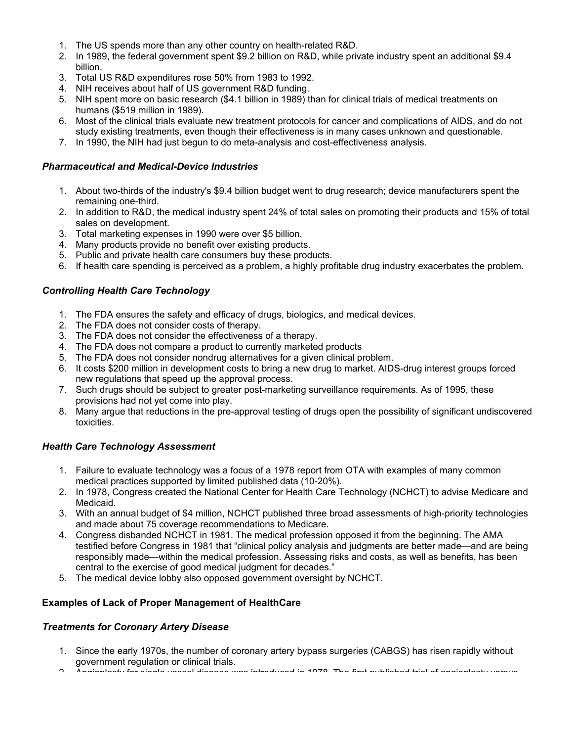1. The US spends more than any other country on health-related R&D.
2. In 1989, the federal government spent $9.2 billion on R&D, while private industry spent an additional $9.4 billion.
3. Total US R&D expenditures rose 50% from 1983 to 1992.
4. NIH receives about half of US government R&D funding.
5. NIH spent more on basic research ($4.1 billion in 1989) than for clinical trials of medical treatments on humans ($519 million in 1989).
6. Most of the clinical trials evaluate new treatment protocols for cancer and complications of AIDS, and do not study existing treatments, even though their effectiveness is in many cases unknown and questionable.
7. In 1990, the NIH had just begun to do meta-analysis and cost-effectiveness analysis.

### *Pharmaceutical and Medical-Device Industries*

1. About two-thirds of the industry's $9.4 billion budget went to drug research; device manufacturers spent the remaining one-third.
2. In addition to R&D, the medical industry spent 24% of total sales on promoting their products and 15% of total sales on development.
3. Total marketing expenses in 1990 were over $5 billion.
4. Many products provide no benefit over existing products.
5. Public and private health care consumers buy these products.
6. If health care spending is perceived as a problem, a highly profitable drug industry exacerbates the problem.

### *Controlling Health Care Technology*

1. The FDA ensures the safety and efficacy of drugs, biologics, and medical devices.
2. The FDA does not consider costs of therapy.
3. The FDA does not consider the effectiveness of a therapy.
4. The FDA does not compare a product to currently marketed products
5. The FDA does not consider nondrug alternatives for a given clinical problem.
6. It costs $200 million in development costs to bring a new drug to market. AIDS-drug interest groups forced new regulations that speed up the approval process.
7. Such drugs should be subject to greater post-marketing surveillance requirements. As of 1995, these provisions had not yet come into play.
8. Many argue that reductions in the pre-approval testing of drugs open the possibility of significant undiscovered toxicities.

### *Health Care Technology Assessment*

1. Failure to evaluate technology was a focus of a 1978 report from OTA with examples of many common medical practices supported by limited published data (10-20%).
2. In 1978, Congress created the National Center for Health Care Technology (NCHCT) to advise Medicare and Medicaid.
3. With an annual budget of $4 million, NCHCT published three broad assessments of high-priority technologies and made about 75 coverage recommendations to Medicare.
4. Congress disbanded NCHCT in 1981. The medical profession opposed it from the beginning. The AMA testified before Congress in 1981 that "clinical policy analysis and judgments are better made—and are being responsibly made—within the medical profession. Assessing risks and costs, as well as benefits, has been central to the exercise of good medical judgment for decades."
5. The medical device lobby also opposed government oversight by NCHCT.

## **Examples of Lack of Proper Management of HealthCare**

### *Treatments for Coronary Artery Disease*

1. Since the early 1970s, the number of coronary artery bypass surgeries (CABGS) has risen rapidly without government regulation or clinical trials.
2. Angioplasty for single vessel disease was introduced in 1978. The first published trial of angioplasty versus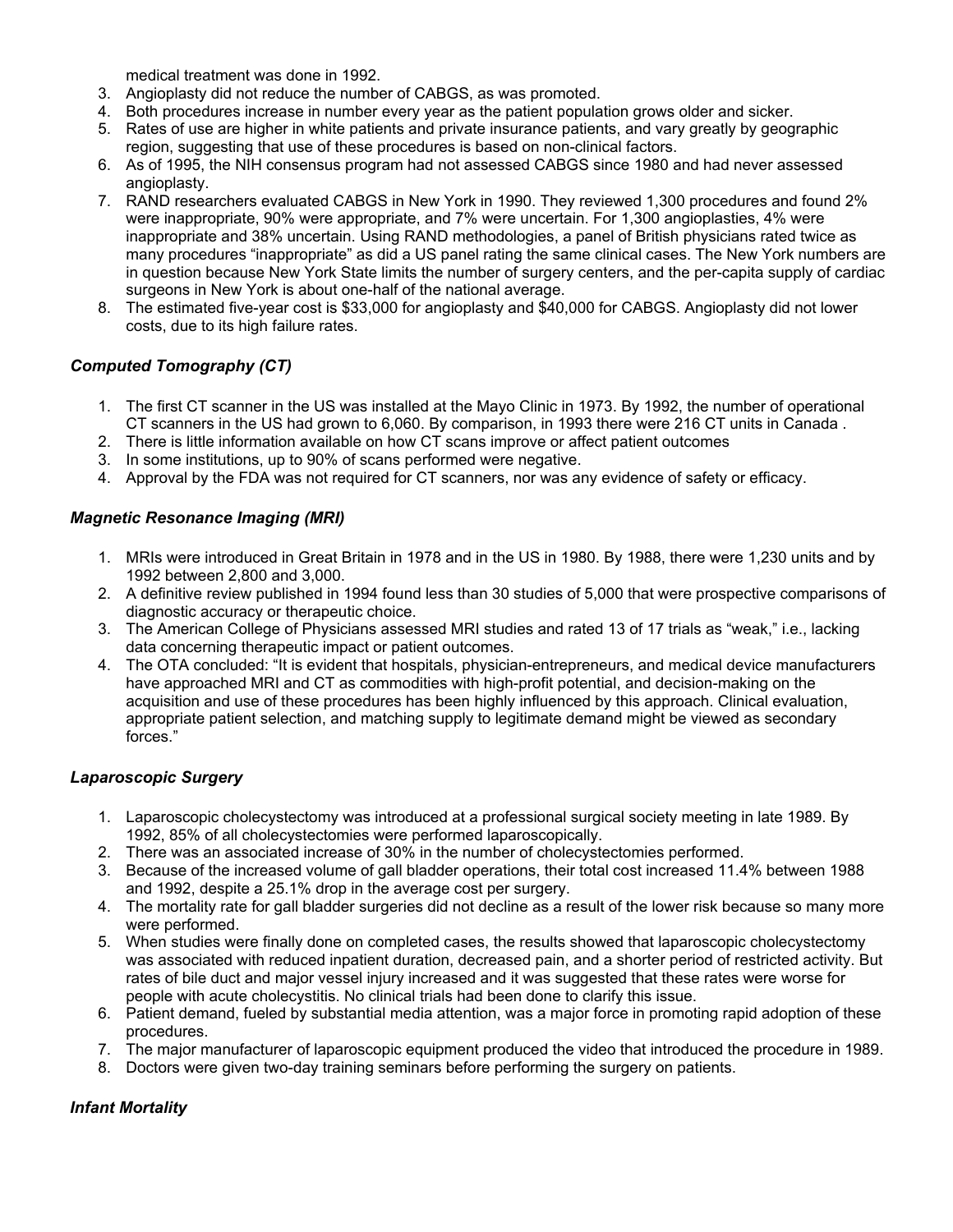medical treatment was done in 1992.

3. Angioplasty did not reduce the number of CABGS, as was promoted.
4. Both procedures increase in number every year as the patient population grows older and sicker.
5. Rates of use are higher in white patients and private insurance patients, and vary greatly by geographic region, suggesting that use of these procedures is based on non-clinical factors.
6. As of 1995, the NIH consensus program had not assessed CABGS since 1980 and had never assessed angioplasty.
7. RAND researchers evaluated CABGS in New York in 1990. They reviewed 1,300 procedures and found 2% were inappropriate, 90% were appropriate, and 7% were uncertain. For 1,300 angioplasties, 4% were inappropriate and 38% uncertain. Using RAND methodologies, a panel of British physicians rated twice as many procedures "inappropriate" as did a US panel rating the same clinical cases. The New York numbers are in question because New York State limits the number of surgery centers, and the per-capita supply of cardiac surgeons in New York is about one-half of the national average.
8. The estimated five-year cost is $33,000 for angioplasty and $40,000 for CABGS. Angioplasty did not lower costs, due to its high failure rates.

### *Computed Tomography (CT)*

1. The first CT scanner in the US was installed at the Mayo Clinic in 1973. By 1992, the number of operational CT scanners in the US had grown to 6,060. By comparison, in 1993 there were 216 CT units in Canada .
2. There is little information available on how CT scans improve or affect patient outcomes
3. In some institutions, up to 90% of scans performed were negative.
4. Approval by the FDA was not required for CT scanners, nor was any evidence of safety or efficacy.

### *Magnetic Resonance Imaging (MRI)*

1. MRIs were introduced in Great Britain in 1978 and in the US in 1980. By 1988, there were 1,230 units and by 1992 between 2,800 and 3,000.
2. A definitive review published in 1994 found less than 30 studies of 5,000 that were prospective comparisons of diagnostic accuracy or therapeutic choice.
3. The American College of Physicians assessed MRI studies and rated 13 of 17 trials as "weak," i.e., lacking data concerning therapeutic impact or patient outcomes.
4. The OTA concluded: "It is evident that hospitals, physician-entrepreneurs, and medical device manufacturers have approached MRI and CT as commodities with high-profit potential, and decision-making on the acquisition and use of these procedures has been highly influenced by this approach. Clinical evaluation, appropriate patient selection, and matching supply to legitimate demand might be viewed as secondary forces."

### *Laparoscopic Surgery*

1. Laparoscopic cholecystectomy was introduced at a professional surgical society meeting in late 1989. By 1992, 85% of all cholecystectomies were performed laparoscopically.
2. There was an associated increase of 30% in the number of cholecystectomies performed.
3. Because of the increased volume of gall bladder operations, their total cost increased 11.4% between 1988 and 1992, despite a 25.1% drop in the average cost per surgery.
4. The mortality rate for gall bladder surgeries did not decline as a result of the lower risk because so many more were performed.
5. When studies were finally done on completed cases, the results showed that laparoscopic cholecystectomy was associated with reduced inpatient duration, decreased pain, and a shorter period of restricted activity. But rates of bile duct and major vessel injury increased and it was suggested that these rates were worse for people with acute cholecystitis. No clinical trials had been done to clarify this issue.
6. Patient demand, fueled by substantial media attention, was a major force in promoting rapid adoption of these procedures.
7. The major manufacturer of laparoscopic equipment produced the video that introduced the procedure in 1989.
8. Doctors were given two-day training seminars before performing the surgery on patients.

### *Infant Mortality*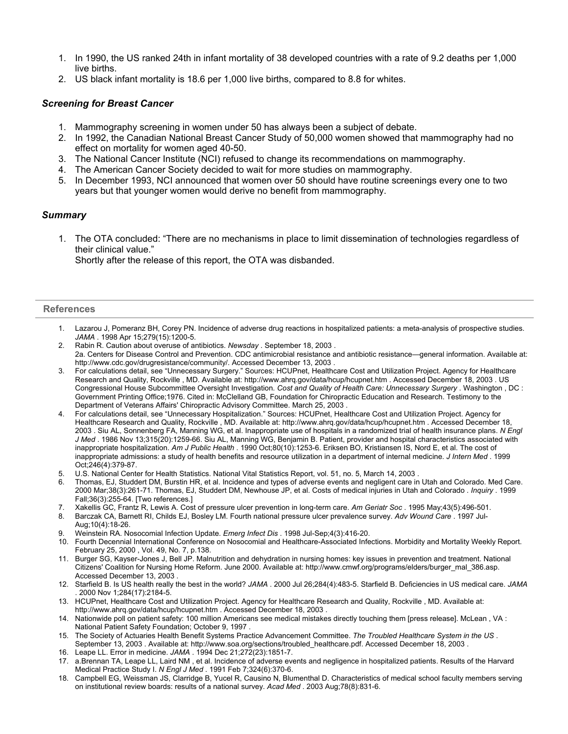1. In 1990, the US ranked 24th in infant mortality of 38 developed countries with a rate of 9.2 deaths per 1,000 live births.
2. US black infant mortality is 18.6 per 1,000 live births, compared to 8.8 for whites.

### *Screening for Breast Cancer*

1. Mammography screening in women under 50 has always been a subject of debate.
2. In 1992, the Canadian National Breast Cancer Study of 50,000 women showed that mammography had no effect on mortality for women aged 40-50.
3. The National Cancer Institute (NCI) refused to change its recommendations on mammography.
4. The American Cancer Society decided to wait for more studies on mammography.
5. In December 1993, NCI announced that women over 50 should have routine screenings every one to two years but that younger women would derive no benefit from mammography.

### *Summary*

1. The OTA concluded: "There are no mechanisms in place to limit dissemination of technologies regardless of their clinical value."
   Shortly after the release of this report, the OTA was disbanded.

---

## References

1. Lazarou J, Pomeranz BH, Corey PN. Incidence of adverse drug reactions in hospitalized patients: a meta-analysis of prospective studies. *JAMA* . 1998 Apr 15;279(15):1200-5.
2. Rabin R. Caution about overuse of antibiotics. *Newsday* . September 18, 2003 .
   2a. Centers for Disease Control and Prevention. CDC antimicrobial resistance and antibiotic resistance—general information. Available at: http://www.cdc.gov/drugresistance/community/. Accessed December 13, 2003 .
3. For calculations detail, see "Unnecessary Surgery." Sources: HCUPnet, Healthcare Cost and Utilization Project. Agency for Healthcare Research and Quality, Rockville , MD. Available at: http://www.ahrq.gov/data/hcup/hcupnet.htm . Accessed December 18, 2003 . US Congressional House Subcommittee Oversight Investigation. *Cost and Quality of Health Care: Unnecessary Surgery* . Washington , DC : Government Printing Office;1976. Cited in: McClelland GB, Foundation for Chiropractic Education and Research. Testimony to the Department of Veterans Affairs' Chiropractic Advisory Committee. March 25, 2003 .
4. For calculations detail, see "Unnecessary Hospitalization." Sources: HCUPnet, Healthcare Cost and Utilization Project. Agency for Healthcare Research and Quality, Rockville , MD. Available at: http://www.ahrq.gov/data/hcup/hcupnet.htm . Accessed December 18, 2003 . Siu AL, Sonnenberg FA, Manning WG, et al. Inappropriate use of hospitals in a randomized trial of health insurance plans. *N Engl J Med* . 1986 Nov 13;315(20):1259-66. Siu AL, Manning WG, Benjamin B. Patient, provider and hospital characteristics associated with inappropriate hospitalization. *Am J Public Health* . 1990 Oct;80(10):1253-6. Eriksen BO, Kristiansen IS, Nord E, et al. The cost of inappropriate admissions: a study of health benefits and resource utilization in a department of internal medicine. *J Intern Med* . 1999 Oct;246(4):379-87.
5. U.S. National Center for Health Statistics. National Vital Statistics Report, vol. 51, no. 5, March 14, 2003 .
6. Thomas, EJ, Studdert DM, Burstin HR, et al. Incidence and types of adverse events and negligent care in Utah and Colorado. Med Care. 2000 Mar;38(3):261-71. Thomas, EJ, Studdert DM, Newhouse JP, et al. Costs of medical injuries in Utah and Colorado . *Inquiry* . 1999 Fall;36(3):255-64. [Two references.]
7. Xakellis GC, Frantz R, Lewis A. Cost of pressure ulcer prevention in long-term care. *Am Geriatr Soc* . 1995 May;43(5):496-501.
8. Barczak CA, Barnett RI, Childs EJ, Bosley LM. Fourth national pressure ulcer prevalence survey. *Adv Wound Care* . 1997 Jul-Aug;10(4):18-26.
9. Weinstein RA. Nosocomial Infection Update. *Emerg Infect Dis* . 1998 Jul-Sep;4(3):416-20.
10. Fourth Decennial International Conference on Nosocomial and Healthcare-Associated Infections. Morbidity and Mortality Weekly Report. February 25, 2000 , Vol. 49, No. 7, p.138.
11. Burger SG, Kayser-Jones J, Bell JP. Malnutrition and dehydration in nursing homes: key issues in prevention and treatment. National Citizens' Coalition for Nursing Home Reform. June 2000. Available at: http://www.cmwf.org/programs/elders/burger_mal_386.asp. Accessed December 13, 2003 .
12. Starfield B. Is US health really the best in the world? *JAMA* . 2000 Jul 26;284(4):483-5. Starfield B. Deficiencies in US medical care. *JAMA* . 2000 Nov 1;284(17):2184-5.
13. HCUPnet, Healthcare Cost and Utilization Project. Agency for Healthcare Research and Quality, Rockville , MD. Available at: http://www.ahrq.gov/data/hcup/hcupnet.htm . Accessed December 18, 2003 .
14. Nationwide poll on patient safety: 100 million Americans see medical mistakes directly touching them [press release]. McLean , VA : National Patient Safety Foundation; October 9, 1997 .
15. The Society of Actuaries Health Benefit Systems Practice Advancement Committee. *The Troubled Healthcare System in the US* . September 13, 2003 . Available at: http://www.soa.org/sections/troubled_healthcare.pdf. Accessed December 18, 2003 .
16. Leape LL. Error in medicine. *JAMA* . 1994 Dec 21;272(23):1851-7.
17. a.Brennan TA, Leape LL, Laird NM , et al. Incidence of adverse events and negligence in hospitalized patients. Results of the Harvard Medical Practice Study I. *N Engl J Med* . 1991 Feb 7;324(6):370-6.
18. Campbell EG, Weissman JS, Clarridge B, Yucel R, Causino N, Blumenthal D. Characteristics of medical school faculty members serving on institutional review boards: results of a national survey. *Acad Med* . 2003 Aug;78(8):831-6.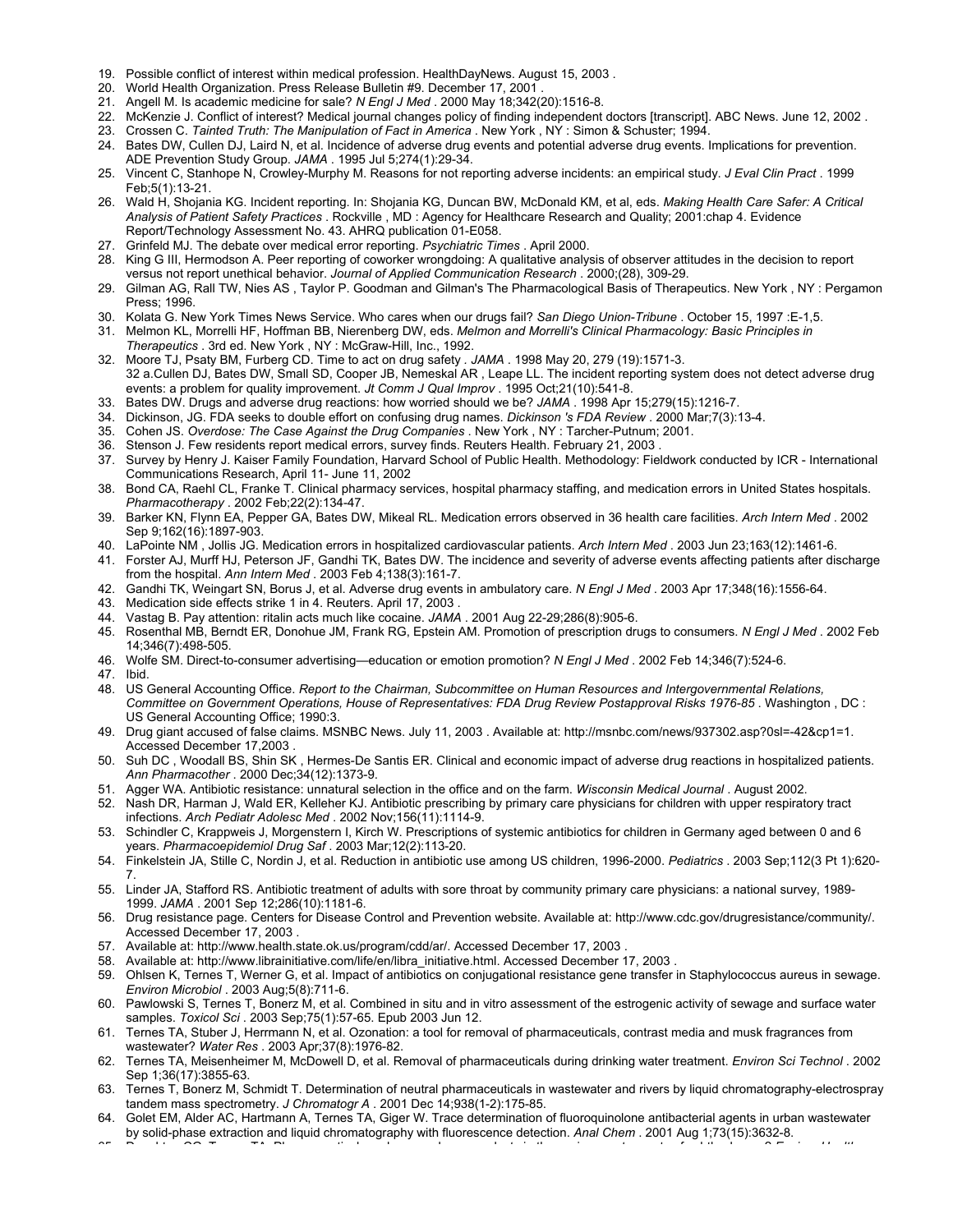19. Possible conflict of interest within medical profession. HealthDayNews. August 15, 2003 .
20. World Health Organization. Press Release Bulletin #9. December 17, 2001 .
21. Angell M. Is academic medicine for sale? *N Engl J Med* . 2000 May 18;342(20):1516-8.
22. McKenzie J. Conflict of interest? Medical journal changes policy of finding independent doctors [transcript]. ABC News. June 12, 2002 .
23. Crossen C. *Tainted Truth: The Manipulation of Fact in America* . New York , NY : Simon & Schuster; 1994.
24. Bates DW, Cullen DJ, Laird N, et al. Incidence of adverse drug events and potential adverse drug events. Implications for prevention. ADE Prevention Study Group. *JAMA* . 1995 Jul 5;274(1):29-34.
25. Vincent C, Stanhope N, Crowley-Murphy M. Reasons for not reporting adverse incidents: an empirical study. *J Eval Clin Pract* . 1999 Feb;5(1):13-21.
26. Wald H, Shojania KG. Incident reporting. In: Shojania KG, Duncan BW, McDonald KM, et al, eds. *Making Health Care Safer: A Critical Analysis of Patient Safety Practices* . Rockville , MD : Agency for Healthcare Research and Quality; 2001:chap 4. Evidence Report/Technology Assessment No. 43. AHRQ publication 01-E058.
27. Grinfeld MJ. The debate over medical error reporting. *Psychiatric Times* . April 2000.
28. King G III, Hermodson A. Peer reporting of coworker wrongdoing: A qualitative analysis of observer attitudes in the decision to report versus not report unethical behavior. *Journal of Applied Communication Research* . 2000;(28), 309-29.
29. Gilman AG, Rall TW, Nies AS , Taylor P. Goodman and Gilman's The Pharmacological Basis of Therapeutics. New York , NY : Pergamon Press; 1996.
30. Kolata G. New York Times News Service. Who cares when our drugs fail? *San Diego Union-Tribune* . October 15, 1997 :E-1,5.
31. Melmon KL, Morrelli HF, Hoffman BB, Nierenberg DW, eds. *Melmon and Morrelli's Clinical Pharmacology: Basic Principles in Therapeutics* . 3rd ed. New York , NY : McGraw-Hill, Inc., 1992.
32. Moore TJ, Psaty BM, Furberg CD. Time to act on drug safety . *JAMA* . 1998 May 20, 279 (19):1571-3.
    32 a.Cullen DJ, Bates DW, Small SD, Cooper JB, Nemeskal AR , Leape LL. The incident reporting system does not detect adverse drug events: a problem for quality improvement. *Jt Comm J Qual Improv* . 1995 Oct;21(10):541-8.
33. Bates DW. Drugs and adverse drug reactions: how worried should we be? *JAMA* . 1998 Apr 15;279(15):1216-7.
34. Dickinson, JG. FDA seeks to double effort on confusing drug names. *Dickinson 's FDA Review* . 2000 Mar;7(3):13-4.
35. Cohen JS. *Overdose: The Case Against the Drug Companies* . New York , NY : Tarcher-Putnum; 2001.
36. Stenson J. Few residents report medical errors, survey finds. Reuters Health. February 21, 2003 .
37. Survey by Henry J. Kaiser Family Foundation, Harvard School of Public Health. Methodology: Fieldwork conducted by ICR - International Communications Research, April 11- June 11, 2002
38. Bond CA, Raehl CL, Franke T. Clinical pharmacy services, hospital pharmacy staffing, and medication errors in United States hospitals. *Pharmacotherapy* . 2002 Feb;22(2):134-47.
39. Barker KN, Flynn EA, Pepper GA, Bates DW, Mikeal RL. Medication errors observed in 36 health care facilities. *Arch Intern Med* . 2002 Sep 9;162(16):1897-903.
40. LaPointe NM , Jollis JG. Medication errors in hospitalized cardiovascular patients. *Arch Intern Med* . 2003 Jun 23;163(12):1461-6.
41. Forster AJ, Murff HJ, Peterson JF, Gandhi TK, Bates DW. The incidence and severity of adverse events affecting patients after discharge from the hospital. *Ann Intern Med* . 2003 Feb 4;138(3):161-7.
42. Gandhi TK, Weingart SN, Borus J, et al. Adverse drug events in ambulatory care. *N Engl J Med* . 2003 Apr 17;348(16):1556-64.
43. Medication side effects strike 1 in 4. Reuters. April 17, 2003 .
44. Vastag B. Pay attention: ritalin acts much like cocaine. *JAMA* . 2001 Aug 22-29;286(8):905-6.
45. Rosenthal MB, Berndt ER, Donohue JM, Frank RG, Epstein AM. Promotion of prescription drugs to consumers. *N Engl J Med* . 2002 Feb 14;346(7):498-505.
46. Wolfe SM. Direct-to-consumer advertising—education or emotion promotion? *N Engl J Med* . 2002 Feb 14;346(7):524-6.
47. Ibid.
48. US General Accounting Office. *Report to the Chairman, Subcommittee on Human Resources and Intergovernmental Relations, Committee on Government Operations, House of Representatives: FDA Drug Review Postapproval Risks 1976-85* . Washington , DC : US General Accounting Office; 1990:3.
49. Drug giant accused of false claims. MSNBC News. July 11, 2003 . Available at: http://msnbc.com/news/937302.asp?0sl=-42&cp1=1. Accessed December 17,2003 .
50. Suh DC , Woodall BS, Shin SK , Hermes-De Santis ER. Clinical and economic impact of adverse drug reactions in hospitalized patients. *Ann Pharmacother* . 2000 Dec;34(12):1373-9.
51. Agger WA. Antibiotic resistance: unnatural selection in the office and on the farm. *Wisconsin Medical Journal* . August 2002.
52. Nash DR, Harman J, Wald ER, Kelleher KJ. Antibiotic prescribing by primary care physicians for children with upper respiratory tract infections. *Arch Pediatr Adolesc Med* . 2002 Nov;156(11):1114-9.
53. Schindler C, Krappweis J, Morgenstern I, Kirch W. Prescriptions of systemic antibiotics for children in Germany aged between 0 and 6 years. *Pharmacoepidemiol Drug Saf* . 2003 Mar;12(2):113-20.
54. Finkelstein JA, Stille C, Nordin J, et al. Reduction in antibiotic use among US children, 1996-2000. *Pediatrics* . 2003 Sep;112(3 Pt 1):620-7.
55. Linder JA, Stafford RS. Antibiotic treatment of adults with sore throat by community primary care physicians: a national survey, 1989-1999. *JAMA* . 2001 Sep 12;286(10):1181-6.
56. Drug resistance page. Centers for Disease Control and Prevention website. Available at: http://www.cdc.gov/drugresistance/community/. Accessed December 17, 2003 .
57. Available at: http://www.health.state.ok.us/program/cdd/ar/. Accessed December 17, 2003 .
58. Available at: http://www.librainitiative.com/life/en/libra_initiative.html. Accessed December 17, 2003 .
59. Ohlsen K, Ternes T, Werner G, et al. Impact of antibiotics on conjugational resistance gene transfer in Staphylococcus aureus in sewage. *Environ Microbiol* . 2003 Aug;5(8):711-6.
60. Pawlowski S, Ternes T, Bonerz M, et al. Combined in situ and in vitro assessment of the estrogenic activity of sewage and surface water samples. *Toxicol Sci* . 2003 Sep;75(1):57-65. Epub 2003 Jun 12.
61. Ternes TA, Stuber J, Herrmann N, et al. Ozonation: a tool for removal of pharmaceuticals, contrast media and musk fragrances from wastewater? *Water Res* . 2003 Apr;37(8):1976-82.
62. Ternes TA, Meisenheimer M, McDowell D, et al. Removal of pharmaceuticals during drinking water treatment. *Environ Sci Technol* . 2002 Sep 1;36(17):3855-63.
63. Ternes T, Bonerz M, Schmidt T. Determination of neutral pharmaceuticals in wastewater and rivers by liquid chromatography-electrospray tandem mass spectrometry. *J Chromatogr A* . 2001 Dec 14;938(1-2):175-85.
64. Golet EM, Alder AC, Hartmann A, Ternes TA, Giger W. Trace determination of fluoroquinolone antibacterial agents in urban wastewater by solid-phase extraction and liquid chromatography with fluorescence detection. *Anal Chem* . 2001 Aug 1;73(15):3632-8.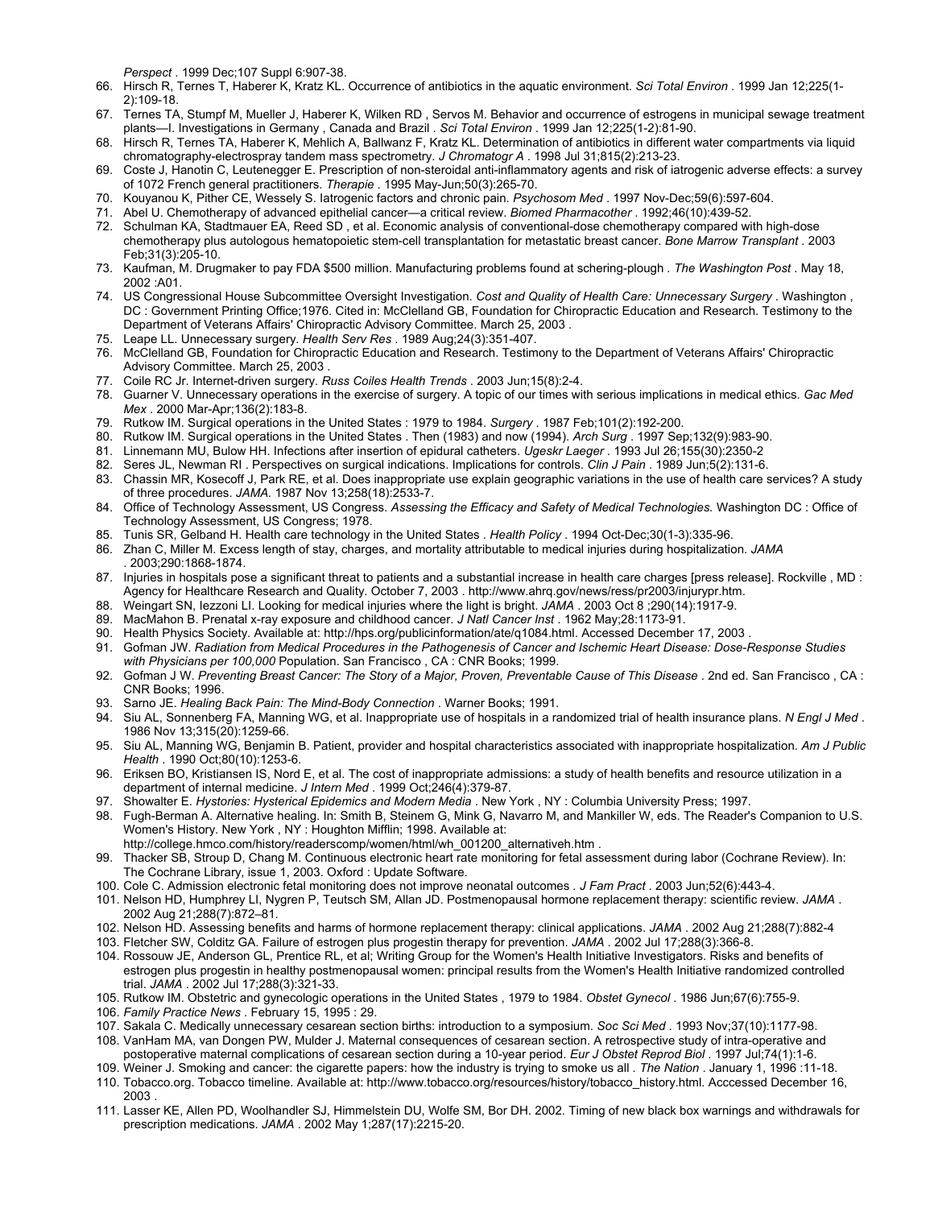*Perspect* . 1999 Dec;107 Suppl 6:907-38.

66. Hirsch R, Ternes T, Haberer K, Kratz KL. Occurrence of antibiotics in the aquatic environment. *Sci Total Environ* . 1999 Jan 12;225(1-2):109-18.
67. Ternes TA, Stumpf M, Mueller J, Haberer K, Wilken RD , Servos M. Behavior and occurrence of estrogens in municipal sewage treatment plants—I. Investigations in Germany , Canada and Brazil . *Sci Total Environ* . 1999 Jan 12;225(1-2):81-90.
68. Hirsch R, Ternes TA, Haberer K, Mehlich A, Ballwanz F, Kratz KL. Determination of antibiotics in different water compartments via liquid chromatography-electrospray tandem mass spectrometry. *J Chromatogr A* . 1998 Jul 31;815(2):213-23.
69. Coste J, Hanotin C, Leutenegger E. Prescription of non-steroidal anti-inflammatory agents and risk of iatrogenic adverse effects: a survey of 1072 French general practitioners. *Therapie* . 1995 May-Jun;50(3):265-70.
70. Kouyanou K, Pither CE, Wessely S. Iatrogenic factors and chronic pain. *Psychosom Med* . 1997 Nov-Dec;59(6):597-604.
71. Abel U. Chemotherapy of advanced epithelial cancer—a critical review. *Biomed Pharmacother* . 1992;46(10):439-52.
72. Schulman KA, Stadtmauer EA, Reed SD , et al. Economic analysis of conventional-dose chemotherapy compared with high-dose chemotherapy plus autologous hematopoietic stem-cell transplantation for metastatic breast cancer. *Bone Marrow Transplant* . 2003 Feb;31(3):205-10.
73. Kaufman, M. Drugmaker to pay FDA $500 million. Manufacturing problems found at schering-plough . *The Washington Post* . May 18, 2002 :A01.
74. US Congressional House Subcommittee Oversight Investigation. *Cost and Quality of Health Care: Unnecessary Surgery* . Washington , DC : Government Printing Office;1976. Cited in: McClelland GB, Foundation for Chiropractic Education and Research. Testimony to the Department of Veterans Affairs' Chiropractic Advisory Committee. March 25, 2003 .
75. Leape LL. Unnecessary surgery. *Health Serv Res* . 1989 Aug;24(3):351-407.
76. McClelland GB, Foundation for Chiropractic Education and Research. Testimony to the Department of Veterans Affairs' Chiropractic Advisory Committee. March 25, 2003 .
77. Coile RC Jr. Internet-driven surgery. *Russ Coiles Health Trends* . 2003 Jun;15(8):2-4.
78. Guarner V. Unnecessary operations in the exercise of surgery. A topic of our times with serious implications in medical ethics. *Gac Med Mex* . 2000 Mar-Apr;136(2):183-8.
79. Rutkow IM. Surgical operations in the United States : 1979 to 1984. *Surgery* . 1987 Feb;101(2):192-200.
80. Rutkow IM. Surgical operations in the United States . Then (1983) and now (1994). *Arch Surg* . 1997 Sep;132(9):983-90.
81. Linnemann MU, Bulow HH. Infections after insertion of epidural catheters. *Ugeskr Laeger* . 1993 Jul 26;155(30):2350-2
82. Seres JL, Newman RI . Perspectives on surgical indications. Implications for controls. *Clin J Pain* . 1989 Jun;5(2):131-6.
83. Chassin MR, Kosecoff J, Park RE, et al. Does inappropriate use explain geographic variations in the use of health care services? A study of three procedures. *JAMA.* 1987 Nov 13;258(18):2533-7.
84. Office of Technology Assessment, US Congress. *Assessing the Efficacy and Safety of Medical Technologies.* Washington DC : Office of Technology Assessment, US Congress; 1978.
85. Tunis SR, Gelband H. Health care technology in the United States . *Health Policy* . 1994 Oct-Dec;30(1-3):335-96.
86. Zhan C, Miller M. Excess length of stay, charges, and mortality attributable to medical injuries during hospitalization. *JAMA* . 2003;290:1868-1874.
87. Injuries in hospitals pose a significant threat to patients and a substantial increase in health care charges [press release]. Rockville , MD : Agency for Healthcare Research and Quality. October 7, 2003 . http://www.ahrq.gov/news/ress/pr2003/injurypr.htm.
88. Weingart SN, Iezzoni LI. Looking for medical injuries where the light is bright. *JAMA* . 2003 Oct 8 ;290(14):1917-9.
89. MacMahon B. Prenatal x-ray exposure and childhood cancer. *J Natl Cancer Inst* . 1962 May;28:1173-91.
90. Health Physics Society. Available at: http://hps.org/publicinformation/ate/q1084.html. Accessed December 17, 2003 .
91. Gofman JW. *Radiation from Medical Procedures in the Pathogenesis of Cancer and Ischemic Heart Disease: Dose-Response Studies with Physicians per 100,000* Population. San Francisco , CA : CNR Books; 1999.
92. Gofman J W. *Preventing Breast Cancer: The Story of a Major, Proven, Preventable Cause of This Disease* . 2nd ed. San Francisco , CA : CNR Books; 1996.
93. Sarno JE. *Healing Back Pain: The Mind-Body Connection* . Warner Books; 1991.
94. Siu AL, Sonnenberg FA, Manning WG, et al. Inappropriate use of hospitals in a randomized trial of health insurance plans. *N Engl J Med* . 1986 Nov 13;315(20):1259-66.
95. Siu AL, Manning WG, Benjamin B. Patient, provider and hospital characteristics associated with inappropriate hospitalization. *Am J Public Health* . 1990 Oct;80(10):1253-6.
96. Eriksen BO, Kristiansen IS, Nord E, et al. The cost of inappropriate admissions: a study of health benefits and resource utilization in a department of internal medicine. *J Intern Med* . 1999 Oct;246(4):379-87.
97. Showalter E. *Hystories: Hysterical Epidemics and Modern Media* . New York , NY : Columbia University Press; 1997.
98. Fugh-Berman A. Alternative healing. In: Smith B, Steinem G, Mink G, Navarro M, and Mankiller W, eds. The Reader's Companion to U.S. Women's History. New York , NY : Houghton Mifflin; 1998. Available at: http://college.hmco.com/history/readerscomp/women/html/wh_001200_alternativeh.htm .
99. Thacker SB, Stroup D, Chang M. Continuous electronic heart rate monitoring for fetal assessment during labor (Cochrane Review). In: The Cochrane Library, issue 1, 2003. Oxford : Update Software.
100. Cole C. Admission electronic fetal monitoring does not improve neonatal outcomes . *J Fam Pract* . 2003 Jun;52(6):443-4.
101. Nelson HD, Humphrey LI, Nygren P, Teutsch SM, Allan JD. Postmenopausal hormone replacement therapy: scientific review. *JAMA* . 2002 Aug 21;288(7):872–81.
102. Nelson HD. Assessing benefits and harms of hormone replacement therapy: clinical applications. *JAMA* . 2002 Aug 21;288(7):882-4
103. Fletcher SW, Colditz GA. Failure of estrogen plus progestin therapy for prevention. *JAMA* . 2002 Jul 17;288(3):366-8.
104. Rossouw JE, Anderson GL, Prentice RL, et al; Writing Group for the Women's Health Initiative Investigators. Risks and benefits of estrogen plus progestin in healthy postmenopausal women: principal results from the Women's Health Initiative randomized controlled trial. *JAMA* . 2002 Jul 17;288(3):321-33.
105. Rutkow IM. Obstetric and gynecologic operations in the United States , 1979 to 1984. *Obstet Gynecol* . 1986 Jun;67(6):755-9.
106. *Family Practice News* . February 15, 1995 : 29.
107. Sakala C. Medically unnecessary cesarean section births: introduction to a symposium. *Soc Sci Med* . 1993 Nov;37(10):1177-98.
108. VanHam MA, van Dongen PW, Mulder J. Maternal consequences of cesarean section. A retrospective study of intra-operative and postoperative maternal complications of cesarean section during a 10-year period. *Eur J Obstet Reprod Biol* . 1997 Jul;74(1):1-6.
109. Weiner J. Smoking and cancer: the cigarette papers: how the industry is trying to smoke us all . *The Nation* . January 1, 1996 :11-18.
110. Tobacco.org. Tobacco timeline. Available at: http://www.tobacco.org/resources/history/tobacco_history.html. Acccessed December 16, 2003 .
111. Lasser KE, Allen PD, Woolhandler SJ, Himmelstein DU, Wolfe SM, Bor DH. 2002. Timing of new black box warnings and withdrawals for prescription medications. *JAMA* . 2002 May 1;287(17):2215-20.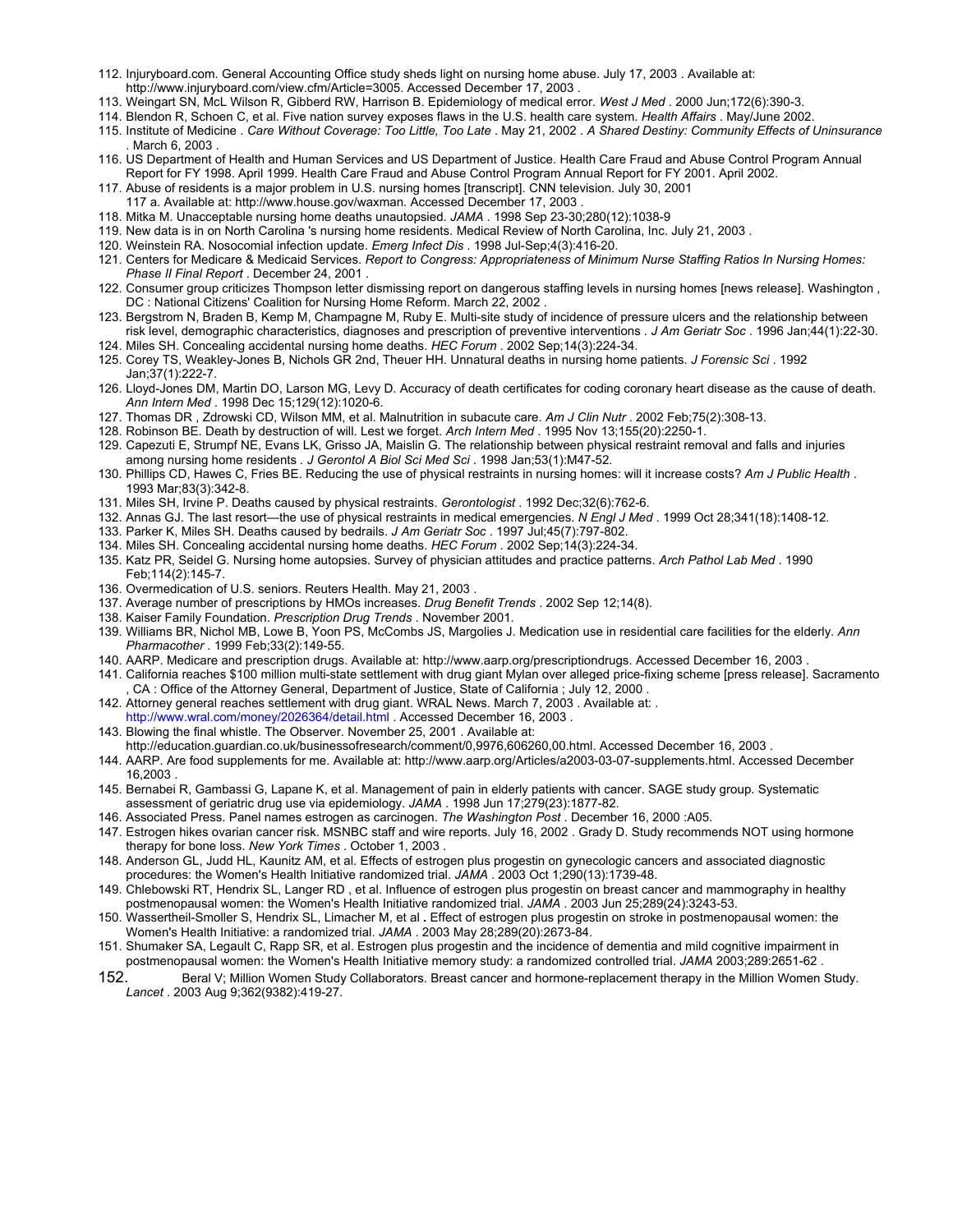112. Injuryboard.com. General Accounting Office study sheds light on nursing home abuse. July 17, 2003 . Available at: http://www.injuryboard.com/view.cfm/Article=3005. Accessed December 17, 2003 .
113. Weingart SN, McL Wilson R, Gibberd RW, Harrison B. Epidemiology of medical error. *West J Med* . 2000 Jun;172(6):390-3.
114. Blendon R, Schoen C, et al. Five nation survey exposes flaws in the U.S. health care system. *Health Affairs* . May/June 2002.
115. Institute of Medicine . *Care Without Coverage: Too Little, Too Late* . May 21, 2002 . *A Shared Destiny: Community Effects of Uninsurance* . March 6, 2003 .
116. US Department of Health and Human Services and US Department of Justice. Health Care Fraud and Abuse Control Program Annual Report for FY 1998. April 1999. Health Care Fraud and Abuse Control Program Annual Report for FY 2001. April 2002.
117. Abuse of residents is a major problem in U.S. nursing homes [transcript]. CNN television. July 30, 2001
    117 a. Available at: http://www.house.gov/waxman. Accessed December 17, 2003 .
118. Mitka M. Unacceptable nursing home deaths unautopsied. *JAMA* . 1998 Sep 23-30;280(12):1038-9
119. New data is in on North Carolina 's nursing home residents. Medical Review of North Carolina, Inc. July 21, 2003 .
120. Weinstein RA. Nosocomial infection update. *Emerg Infect Dis* . 1998 Jul-Sep;4(3):416-20.
121. Centers for Medicare & Medicaid Services. *Report to Congress: Appropriateness of Minimum Nurse Staffing Ratios In Nursing Homes: Phase II Final Report* . December 24, 2001 .
122. Consumer group criticizes Thompson letter dismissing report on dangerous staffing levels in nursing homes [news release]. Washington , DC : National Citizens' Coalition for Nursing Home Reform. March 22, 2002 .
123. Bergstrom N, Braden B, Kemp M, Champagne M, Ruby E. Multi-site study of incidence of pressure ulcers and the relationship between risk level, demographic characteristics, diagnoses and prescription of preventive interventions . *J Am Geriatr Soc* . 1996 Jan;44(1):22-30.
124. Miles SH. Concealing accidental nursing home deaths. *HEC Forum* . 2002 Sep;14(3):224-34.
125. Corey TS, Weakley-Jones B, Nichols GR 2nd, Theuer HH. Unnatural deaths in nursing home patients. *J Forensic Sci* . 1992 Jan;37(1):222-7.
126. Lloyd-Jones DM, Martin DO, Larson MG, Levy D. Accuracy of death certificates for coding coronary heart disease as the cause of death. *Ann Intern Med* . 1998 Dec 15;129(12):1020-6.
127. Thomas DR , Zdrowski CD, Wilson MM, et al. Malnutrition in subacute care. *Am J Clin Nutr* . 2002 Feb;75(2):308-13.
128. Robinson BE. Death by destruction of will. Lest we forget. *Arch Intern Med* . 1995 Nov 13;155(20):2250-1.
129. Capezuti E, Strumpf NE, Evans LK, Grisso JA, Maislin G. The relationship between physical restraint removal and falls and injuries among nursing home residents . *J Gerontol A Biol Sci Med Sci* . 1998 Jan;53(1):M47-52.
130. Phillips CD, Hawes C, Fries BE. Reducing the use of physical restraints in nursing homes: will it increase costs? *Am J Public Health* . 1993 Mar;83(3):342-8.
131. Miles SH, Irvine P. Deaths caused by physical restraints. *Gerontologist* . 1992 Dec;32(6):762-6.
132. Annas GJ. The last resort—the use of physical restraints in medical emergencies. *N Engl J Med* . 1999 Oct 28;341(18):1408-12.
133. Parker K, Miles SH. Deaths caused by bedrails. *J Am Geriatr Soc* . 1997 Jul;45(7):797-802.
134. Miles SH. Concealing accidental nursing home deaths. *HEC Forum* . 2002 Sep;14(3):224-34.
135. Katz PR, Seidel G. Nursing home autopsies. Survey of physician attitudes and practice patterns. *Arch Pathol Lab Med* . 1990 Feb;114(2):145-7.
136. Overmedication of U.S. seniors. Reuters Health. May 21, 2003 .
137. Average number of prescriptions by HMOs increases. *Drug Benefit Trends* . 2002 Sep 12;14(8).
138. Kaiser Family Foundation. *Prescription Drug Trends* . November 2001.
139. Williams BR, Nichol MB, Lowe B, Yoon PS, McCombs JS, Margolies J. Medication use in residential care facilities for the elderly. *Ann Pharmacother* . 1999 Feb;33(2):149-55.
140. AARP. Medicare and prescription drugs. Available at: http://www.aarp.org/prescriptiondrugs. Accessed December 16, 2003 .
141. California reaches $100 million multi-state settlement with drug giant Mylan over alleged price-fixing scheme [press release]. Sacramento , CA : Office of the Attorney General, Department of Justice, State of California ; July 12, 2000 .
142. Attorney general reaches settlement with drug giant. WRAL News. March 7, 2003 . Available at: . http://www.wral.com/money/2026364/detail.html . Accessed December 16, 2003 .
143. Blowing the final whistle. The Observer. November 25, 2001 . Available at: http://education.guardian.co.uk/businessofresearch/comment/0,9976,606260,00.html. Accessed December 16, 2003 .
144. AARP. Are food supplements for me. Available at: http://www.aarp.org/Articles/a2003-03-07-supplements.html. Accessed December 16,2003 .
145. Bernabei R, Gambassi G, Lapane K, et al. Management of pain in elderly patients with cancer. SAGE study group. Systematic assessment of geriatric drug use via epidemiology. *JAMA* . 1998 Jun 17;279(23):1877-82.
146. Associated Press. Panel names estrogen as carcinogen. *The Washington Post* . December 16, 2000 :A05.
147. Estrogen hikes ovarian cancer risk. MSNBC staff and wire reports. July 16, 2002 . Grady D. Study recommends NOT using hormone therapy for bone loss. *New York Times* . October 1, 2003 .
148. Anderson GL, Judd HL, Kaunitz AM, et al. Effects of estrogen plus progestin on gynecologic cancers and associated diagnostic procedures: the Women's Health Initiative randomized trial. *JAMA* . 2003 Oct 1;290(13):1739-48.
149. Chlebowski RT, Hendrix SL, Langer RD , et al. Influence of estrogen plus progestin on breast cancer and mammography in healthy postmenopausal women: the Women's Health Initiative randomized trial. *JAMA* . 2003 Jun 25;289(24):3243-53.
150. Wassertheil-Smoller S, Hendrix SL, Limacher M, et al . Effect of estrogen plus progestin on stroke in postmenopausal women: the Women's Health Initiative: a randomized trial. *JAMA* . 2003 May 28;289(20):2673-84.
151. Shumaker SA, Legault C, Rapp SR, et al. Estrogen plus progestin and the incidence of dementia and mild cognitive impairment in postmenopausal women: the Women's Health Initiative memory study: a randomized controlled trial. *JAMA* 2003;289:2651-62 .
152. Beral V; Million Women Study Collaborators. Breast cancer and hormone-replacement therapy in the Million Women Study. *Lancet* . 2003 Aug 9;362(9382):419-27.